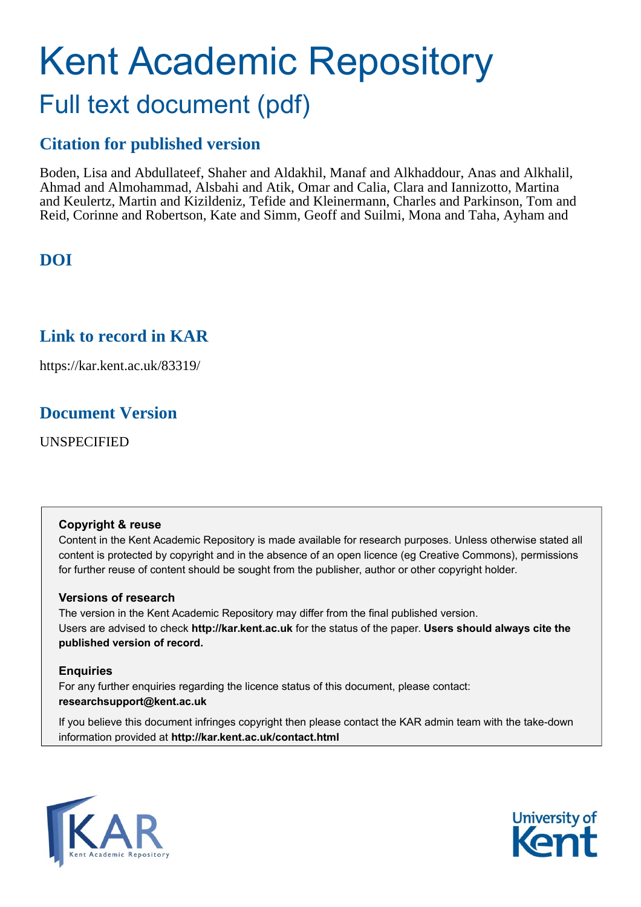# Kent Academic Repository

## Full text document (pdf)

## Citation for published version

Boden, Lisa and Abdullateef, Shaher and Aldakhil, Manaf and Alkhaddour, Anas and Alkhalil, Ahmad and Almohammad, Alsbahi and Atik, Omar and Calia, Clara and Iannizotto, Martina and Keulertz, Martin and Kizildeniz, Tefide and Kleinermann, Charles and Parkinson, Tom and Reid, Corinne and Robertson, Kate and Simm, Geoff and Suilmi, Mona and Taha, Ayham and

## DOI

## Link to record in KAR

https://kar.kent.ac.uk/83319/

## Document Version

UNSPECIFIED

**Copyright & reuse**

Content in the Kent Academic Repository is made available for research purposes. Unless otherwise stated all content is protected by copyright and in the absence of an open licence (eg Creative Commons), permissions for further reuse of content should be sought from the publisher, author or other copyright holder.

**Versions of research**

The version in the Kent Academic Repository may differ from the final published version. Users are advised to check **http://kar.kent.ac.uk** for the status of the paper. **Users should always cite the published version of record.**

**Enquiries**

For any further enquiries regarding the licence status of this document, please contact: **researchsupport@kent.ac.uk**

If you believe this document infringes copyright then please contact the KAR admin team with the take-down information provided at **http://kar.kent.ac.uk/contact.html**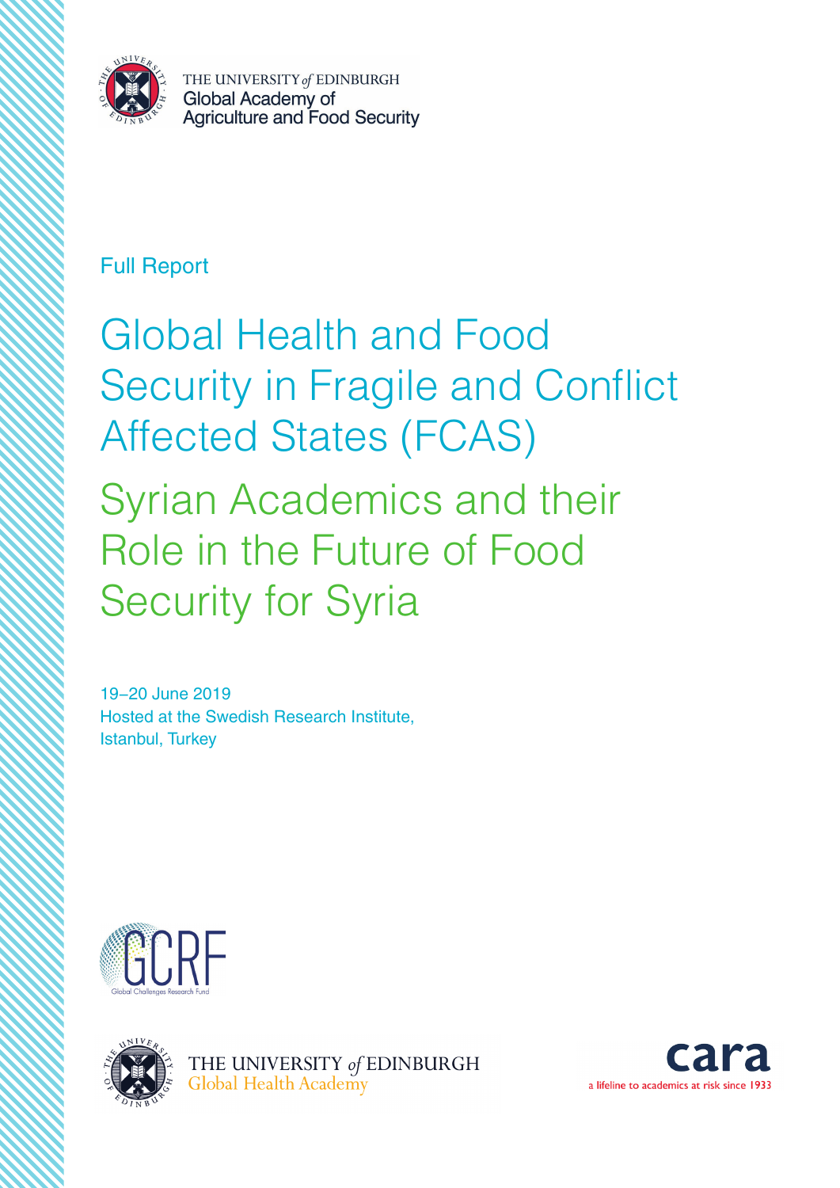THE UNIVERSITY *of* EDINBURGH
Global Academy of
Agriculture and Food Security

Full Report

# Global Health and Food Security in Fragile and Conflict Affected States (FCAS)

## Syrian Academics and their Role in the Future of Food Security for Syria

19–20 June 2019
Hosted at the Swedish Research Institute,
Istanbul, Turkey

GCRF
Global Challenges Research Fund

THE UNIVERSITY *of* EDINBURGH
Global Health Academy

cara
a lifeline to academics at risk since 1933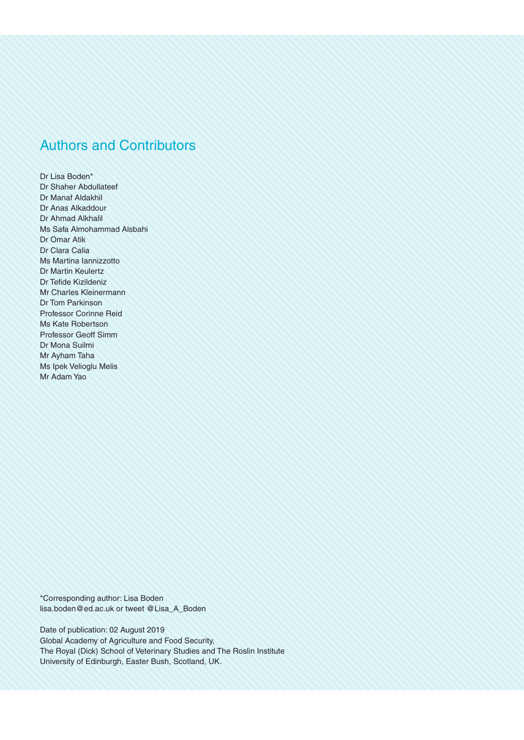## Authors and Contributors

Dr Lisa Boden*
Dr Shaher Abdullateef
Dr Manaf Aldakhil
Dr Anas Alkaddour
Dr Ahmad Alkhalil
Ms Safa Almohammad Alsbahi
Dr Omar Atik
Dr Clara Calia
Ms Martina Iannizzotto
Dr Martin Keulertz
Dr Tefide Kizildeniz
Mr Charles Kleinermann
Dr Tom Parkinson
Professor Corinne Reid
Ms Kate Robertson
Professor Geoff Simm
Dr Mona Suilmi
Mr Ayham Taha
Ms Ipek Velioglu Melis
Mr Adam Yao

*Corresponding author: Lisa Boden
lisa.boden@ed.ac.uk or tweet @Lisa_A_Boden

Date of publication: 02 August 2019
Global Academy of Agriculture and Food Security,
The Royal (Dick) School of Veterinary Studies and The Roslin Institute
University of Edinburgh, Easter Bush, Scotland, UK.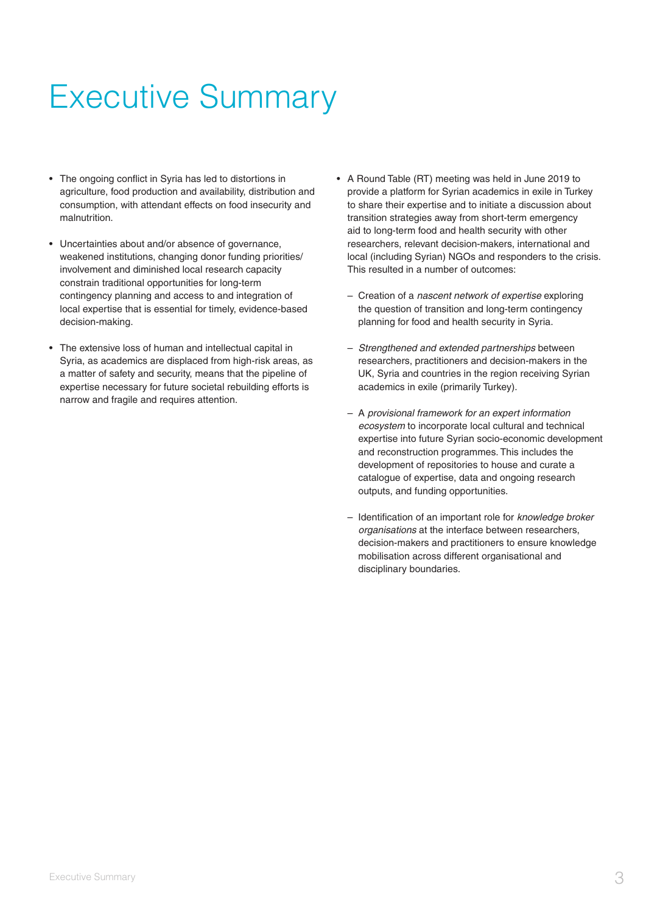# Executive Summary

- The ongoing conflict in Syria has led to distortions in agriculture, food production and availability, distribution and consumption, with attendant effects on food insecurity and malnutrition.

- Uncertainties about and/or absence of governance, weakened institutions, changing donor funding priorities/ involvement and diminished local research capacity constrain traditional opportunities for long-term contingency planning and access to and integration of local expertise that is essential for timely, evidence-based decision-making.

- The extensive loss of human and intellectual capital in Syria, as academics are displaced from high-risk areas, as a matter of safety and security, means that the pipeline of expertise necessary for future societal rebuilding efforts is narrow and fragile and requires attention.

- A Round Table (RT) meeting was held in June 2019 to provide a platform for Syrian academics in exile in Turkey to share their expertise and to initiate a discussion about transition strategies away from short-term emergency aid to long-term food and health security with other researchers, relevant decision-makers, international and local (including Syrian) NGOs and responders to the crisis. This resulted in a number of outcomes:

  – Creation of a *nascent network of expertise* exploring the question of transition and long-term contingency planning for food and health security in Syria.

  – *Strengthened and extended partnerships* between researchers, practitioners and decision-makers in the UK, Syria and countries in the region receiving Syrian academics in exile (primarily Turkey).

  – A *provisional framework for an expert information ecosystem* to incorporate local cultural and technical expertise into future Syrian socio-economic development and reconstruction programmes. This includes the development of repositories to house and curate a catalogue of expertise, data and ongoing research outputs, and funding opportunities.

  – Identification of an important role for *knowledge broker organisations* at the interface between researchers, decision-makers and practitioners to ensure knowledge mobilisation across different organisational and disciplinary boundaries.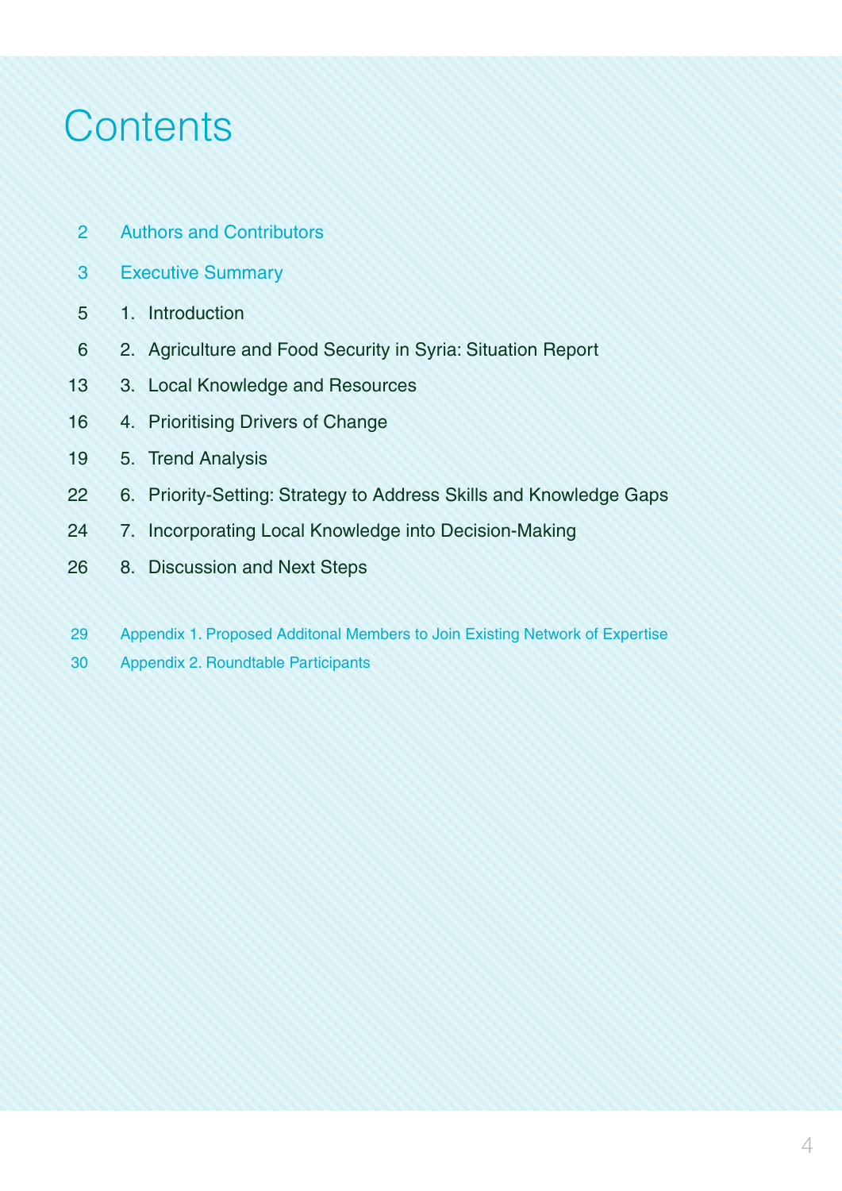# Contents

| | |
|---|---|
| 2 | Authors and Contributors |
| 3 | Executive Summary |
| 5 | 1. Introduction |
| 6 | 2. Agriculture and Food Security in Syria: Situation Report |
| 13 | 3. Local Knowledge and Resources |
| 16 | 4. Prioritising Drivers of Change |
| 19 | 5. Trend Analysis |
| 22 | 6. Priority-Setting: Strategy to Address Skills and Knowledge Gaps |
| 24 | 7. Incorporating Local Knowledge into Decision-Making |
| 26 | 8. Discussion and Next Steps |
| 29 | Appendix 1. Proposed Additonal Members to Join Existing Network of Expertise |
| 30 | Appendix 2. Roundtable Participants |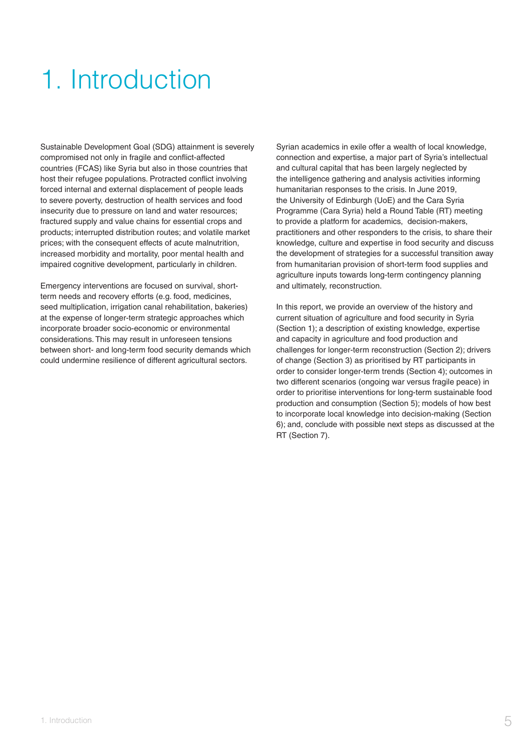# 1. Introduction

Sustainable Development Goal (SDG) attainment is severely compromised not only in fragile and conflict-affected countries (FCAS) like Syria but also in those countries that host their refugee populations. Protracted conflict involving forced internal and external displacement of people leads to severe poverty, destruction of health services and food insecurity due to pressure on land and water resources; fractured supply and value chains for essential crops and products; interrupted distribution routes; and volatile market prices; with the consequent effects of acute malnutrition, increased morbidity and mortality, poor mental health and impaired cognitive development, particularly in children.

Emergency interventions are focused on survival, short-term needs and recovery efforts (e.g. food, medicines, seed multiplication, irrigation canal rehabilitation, bakeries) at the expense of longer-term strategic approaches which incorporate broader socio-economic or environmental considerations. This may result in unforeseen tensions between short- and long-term food security demands which could undermine resilience of different agricultural sectors.

Syrian academics in exile offer a wealth of local knowledge, connection and expertise, a major part of Syria's intellectual and cultural capital that has been largely neglected by the intelligence gathering and analysis activities informing humanitarian responses to the crisis. In June 2019, the University of Edinburgh (UoE) and the Cara Syria Programme (Cara Syria) held a Round Table (RT) meeting to provide a platform for academics, decision-makers, practitioners and other responders to the crisis, to share their knowledge, culture and expertise in food security and discuss the development of strategies for a successful transition away from humanitarian provision of short-term food supplies and agriculture inputs towards long-term contingency planning and ultimately, reconstruction.

In this report, we provide an overview of the history and current situation of agriculture and food security in Syria (Section 1); a description of existing knowledge, expertise and capacity in agriculture and food production and challenges for longer-term reconstruction (Section 2); drivers of change (Section 3) as prioritised by RT participants in order to consider longer-term trends (Section 4); outcomes in two different scenarios (ongoing war versus fragile peace) in order to prioritise interventions for long-term sustainable food production and consumption (Section 5); models of how best to incorporate local knowledge into decision-making (Section 6); and, conclude with possible next steps as discussed at the RT (Section 7).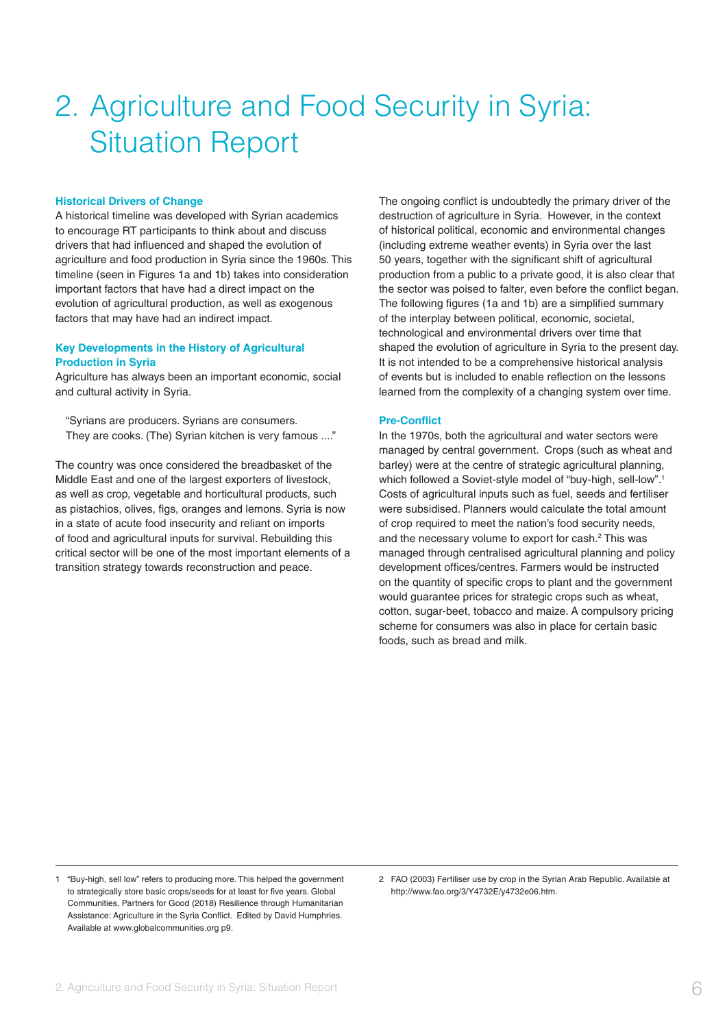# 2. Agriculture and Food Security in Syria: Situation Report

### Historical Drivers of Change

A historical timeline was developed with Syrian academics to encourage RT participants to think about and discuss drivers that had influenced and shaped the evolution of agriculture and food production in Syria since the 1960s. This timeline (seen in Figures 1a and 1b) takes into consideration important factors that have had a direct impact on the evolution of agricultural production, as well as exogenous factors that may have had an indirect impact.

### Key Developments in the History of Agricultural Production in Syria

Agriculture has always been an important economic, social and cultural activity in Syria.

> "Syrians are producers. Syrians are consumers. They are cooks. (The) Syrian kitchen is very famous ...."

The country was once considered the breadbasket of the Middle East and one of the largest exporters of livestock, as well as crop, vegetable and horticultural products, such as pistachios, olives, figs, oranges and lemons. Syria is now in a state of acute food insecurity and reliant on imports of food and agricultural inputs for survival. Rebuilding this critical sector will be one of the most important elements of a transition strategy towards reconstruction and peace.

The ongoing conflict is undoubtedly the primary driver of the destruction of agriculture in Syria. However, in the context of historical political, economic and environmental changes (including extreme weather events) in Syria over the last 50 years, together with the significant shift of agricultural production from a public to a private good, it is also clear that the sector was poised to falter, even before the conflict began. The following figures (1a and 1b) are a simplified summary of the interplay between political, economic, societal, technological and environmental drivers over time that shaped the evolution of agriculture in Syria to the present day. It is not intended to be a comprehensive historical analysis of events but is included to enable reflection on the lessons learned from the complexity of a changing system over time.

### Pre-Conflict

In the 1970s, both the agricultural and water sectors were managed by central government. Crops (such as wheat and barley) were at the centre of strategic agricultural planning, which followed a Soviet-style model of "buy-high, sell-low".[1] Costs of agricultural inputs such as fuel, seeds and fertiliser were subsidised. Planners would calculate the total amount of crop required to meet the nation's food security needs, and the necessary volume to export for cash.[2] This was managed through centralised agricultural planning and policy development offices/centres. Farmers would be instructed on the quantity of specific crops to plant and the government would guarantee prices for strategic crops such as wheat, cotton, sugar-beet, tobacco and maize. A compulsory pricing scheme for consumers was also in place for certain basic foods, such as bread and milk.

---

1 "Buy-high, sell low" refers to producing more. This helped the government to strategically store basic crops/seeds for at least for five years. Global Communities, Partners for Good (2018) Resilience through Humanitarian Assistance: Agriculture in the Syria Conflict. Edited by David Humphries. Available at www.globalcommunities.org p9.

2 FAO (2003) Fertiliser use by crop in the Syrian Arab Republic. Available at http://www.fao.org/3/Y4732E/y4732e06.htm.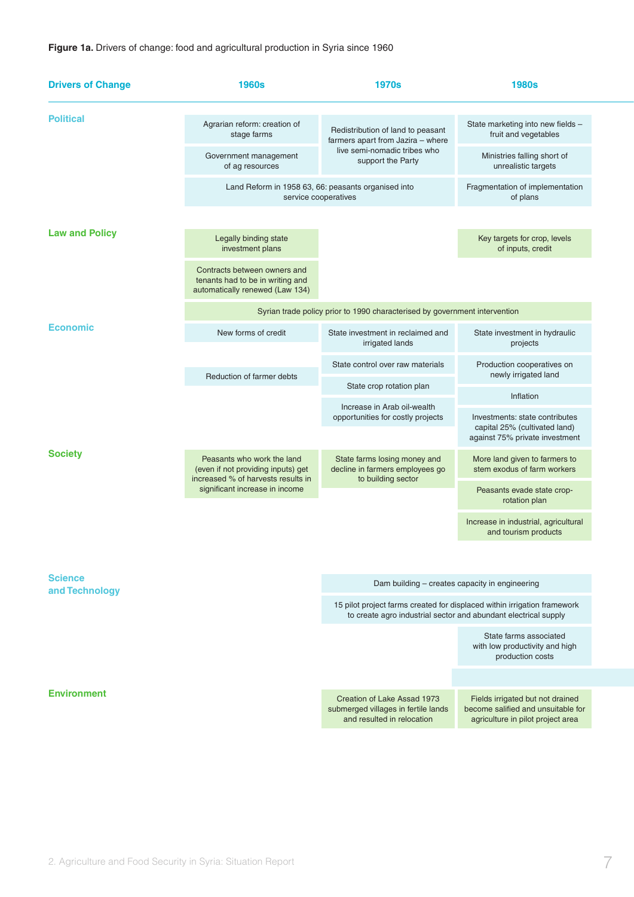**Figure 1a.** Drivers of change: food and agricultural production in Syria since 1960

| Drivers of Change | 1960s | 1970s | 1980s |
|---|---|---|---|
| Political | Agrarian reform: creation of stage farms; Government management of ag resources | Redistribution of land to peasant farmers apart from Jazira – where live semi-nomadic tribes who support the Party | State marketing into new fields – fruit and vegetables; Ministries falling short of unrealistic targets |
| | Land Reform in 1958 63, 66: peasants organised into service cooperatives | | Fragmentation of implementation of plans |
| Law and Policy | Legally binding state investment plans; Contracts between owners and tenants had to be in writing and automatically renewed (Law 134) | | Key targets for crop, levels of inputs, credit |
| | Syrian trade policy prior to 1990 characterised by government intervention | | |
| Economic | New forms of credit; Reduction of farmer debts | State investment in reclaimed and irrigated lands; State control over raw materials; State crop rotation plan; Increase in Arab oil-wealth opportunities for costly projects | State investment in hydraulic projects; Production cooperatives on newly irrigated land; Inflation; Investments: state contributes capital 25% (cultivated land) against 75% private investment |
| Society | Peasants who work the land (even if not providing inputs) get increased % of harvests results in significant increase in income | State farms losing money and decline in farmers employees go to building sector | More land given to farmers to stem exodus of farm workers; Peasants evade state crop-rotation plan; Increase in industrial, agricultural and tourism products |
| Science and Technology | | Dam building – creates capacity in engineering | |
| | | 15 pilot project farms created for displaced within irrigation framework to create agro industrial sector and abundant electrical supply | |
| | | | State farms associated with low productivity and high production costs |
| Environment | | Creation of Lake Assad 1973 submerged villages in fertile lands and resulted in relocation | Fields irrigated but not drained become salified and unsuitable for agriculture in pilot project area |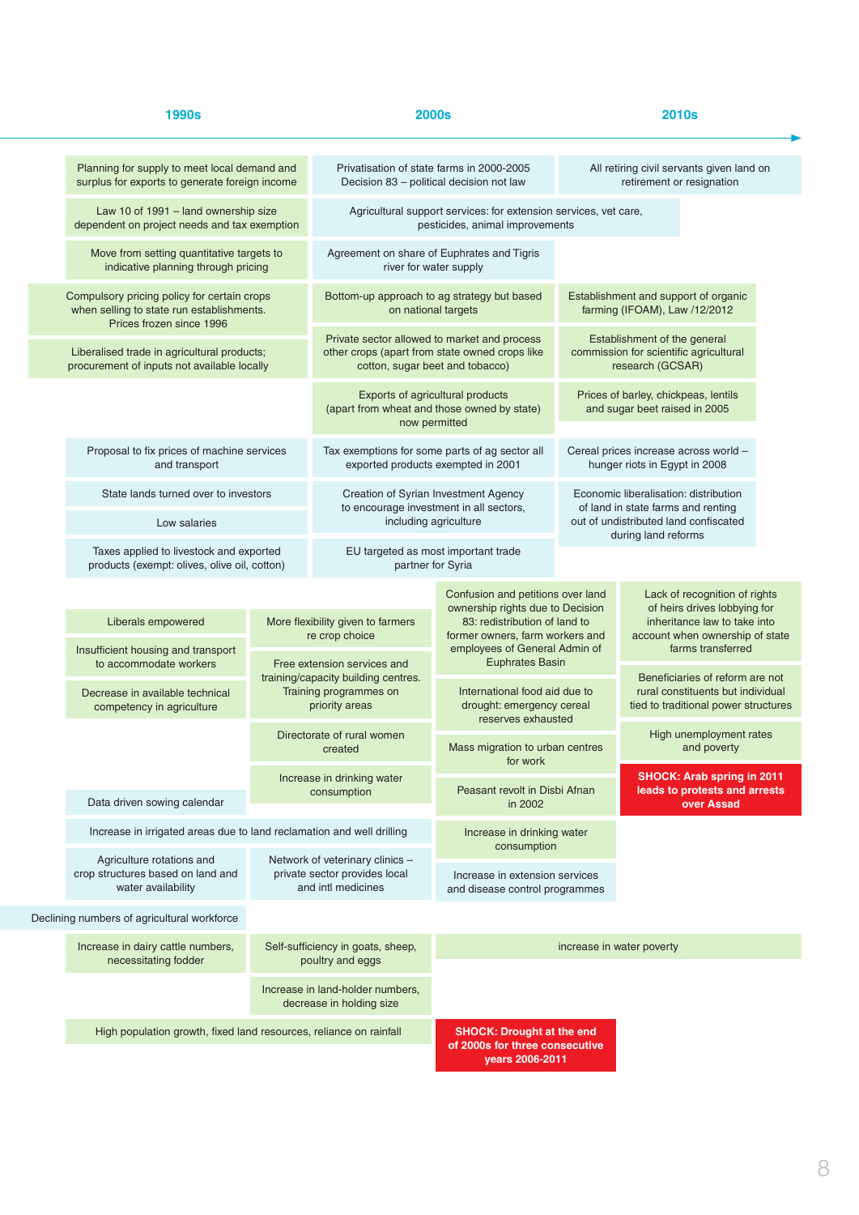## 1990s | 2000s | 2010s

| 1990s | 2000s | 2010s |
|---|---|---|
| Planning for supply to meet local demand and surplus for exports to generate foreign income | Privatisation of state farms in 2000-2005 Decision 83 – political decision not law | All retiring civil servants given land on retirement or resignation |
| Law 10 of 1991 – land ownership size dependent on project needs and tax exemption | Agricultural support services: for extension services, vet care, pesticides, animal improvements | |
| Move from setting quantitative targets to indicative planning through pricing | Agreement on share of Euphrates and Tigris river for water supply | |
| Compulsory pricing policy for certain crops when selling to state run establishments. Prices frozen since 1996 | Bottom-up approach to ag strategy but based on national targets | Establishment and support of organic farming (IFOAM), Law /12/2012 |
| Liberalised trade in agricultural products; procurement of inputs not available locally | Private sector allowed to market and process other crops (apart from state owned crops like cotton, sugar beet and tobacco) | Establishment of the general commission for scientific agricultural research (GCSAR) |
| | Exports of agricultural products (apart from wheat and those owned by state) now permitted | Prices of barley, chickpeas, lentils and sugar beet raised in 2005 |
| Proposal to fix prices of machine services and transport | Tax exemptions for some parts of ag sector all exported products exempted in 2001 | Cereal prices increase across world – hunger riots in Egypt in 2008 |
| State lands turned over to investors | Creation of Syrian Investment Agency to encourage investment in all sectors, including agriculture | Economic liberalisation: distribution of land in state farms and renting out of undistributed land confiscated during land reforms |
| Low salaries | | |
| Taxes applied to livestock and exported products (exempt: olives, olive oil, cotton) | EU targeted as most important trade partner for Syria | |

| 1990s | 1990s–2000s | 2000s | 2010s |
|---|---|---|---|
| | | Confusion and petitions over land ownership rights due to Decision 83: redistribution of land to former owners, farm workers and employees of General Admin of Euphrates Basin | Lack of recognition of rights of heirs drives lobbying for inheritance law to take into account when ownership of state farms transferred |
| Liberals empowered | More flexibility given to farmers re crop choice | | |
| Insufficient housing and transport to accommodate workers | Free extension services and training/capacity building centres. Training programmes on priority areas | International food aid due to drought: emergency cereal reserves exhausted | Beneficiaries of reform are not rural constituents but individual tied to traditional power structures |
| Decrease in available technical competency in agriculture | | | |
| | Directorate of rural women created | Mass migration to urban centres for work | High unemployment rates and poverty |
| | Increase in drinking water consumption | Peasant revolt in Disbi Afnan in 2002 | **SHOCK: Arab spring in 2011 leads to protests and arrests over Assad** |
| Data driven sowing calendar | | | |
| Increase in irrigated areas due to land reclamation and well drilling | | Increase in drinking water consumption | |
| Agriculture rotations and crop structures based on land and water availability | Network of veterinary clinics – private sector provides local and intl medicines | Increase in extension services and disease control programmes | |
| Declining numbers of agricultural workforce | | | |
| Increase in dairy cattle numbers, necessitating fodder | Self-sufficiency in goats, sheep, poultry and eggs | increase in water poverty | |
| | Increase in land-holder numbers, decrease in holding size | | |
| High population growth, fixed land resources, reliance on rainfall | | **SHOCK: Drought at the end of 2000s for three consecutive years 2006-2011** | |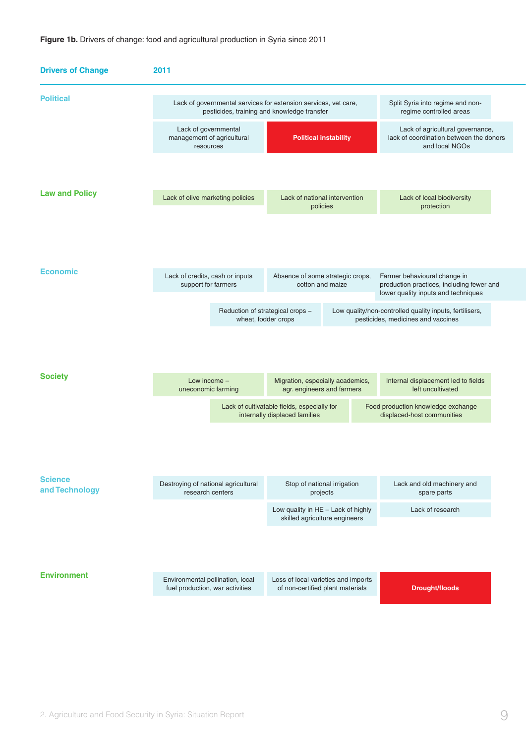**Figure 1b.** Drivers of change: food and agricultural production in Syria since 2011

| Drivers of Change | 2011 |
| --- | --- |
| Political | Lack of governmental services for extension services, vet care, pesticides, training and knowledge transfer; Split Syria into regime and non-regime controlled areas; Lack of governmental management of agricultural resources; **Political instability**; Lack of agricultural governance, lack of coordination between the donors and local NGOs |
| Law and Policy | Lack of olive marketing policies; Lack of national intervention policies; Lack of local biodiversity protection |
| Economic | Lack of credits, cash or inputs support for farmers; Absence of some strategic crops, cotton and maize; Farmer behavioural change in production practices, including fewer and lower quality inputs and techniques; Reduction of strategical crops – wheat, fodder crops; Low quality/non-controlled quality inputs, fertilisers, pesticides, medicines and vaccines |
| Society | Low income – uneconomic farming; Migration, especially academics, agr. engineers and farmers; Internal displacement led to fields left uncultivated; Lack of cultivatable fields, especially for internally displaced families; Food production knowledge exchange displaced-host communities |
| Science and Technology | Destroying of national agricultural research centers; Stop of national irrigation projects; Lack and old machinery and spare parts; Low quality in HE – Lack of highly skilled agriculture engineers; Lack of research |
| Environment | Environmental pollination, local fuel production, war activities; Loss of local varieties and imports of non-certified plant materials; **Drought/floods** |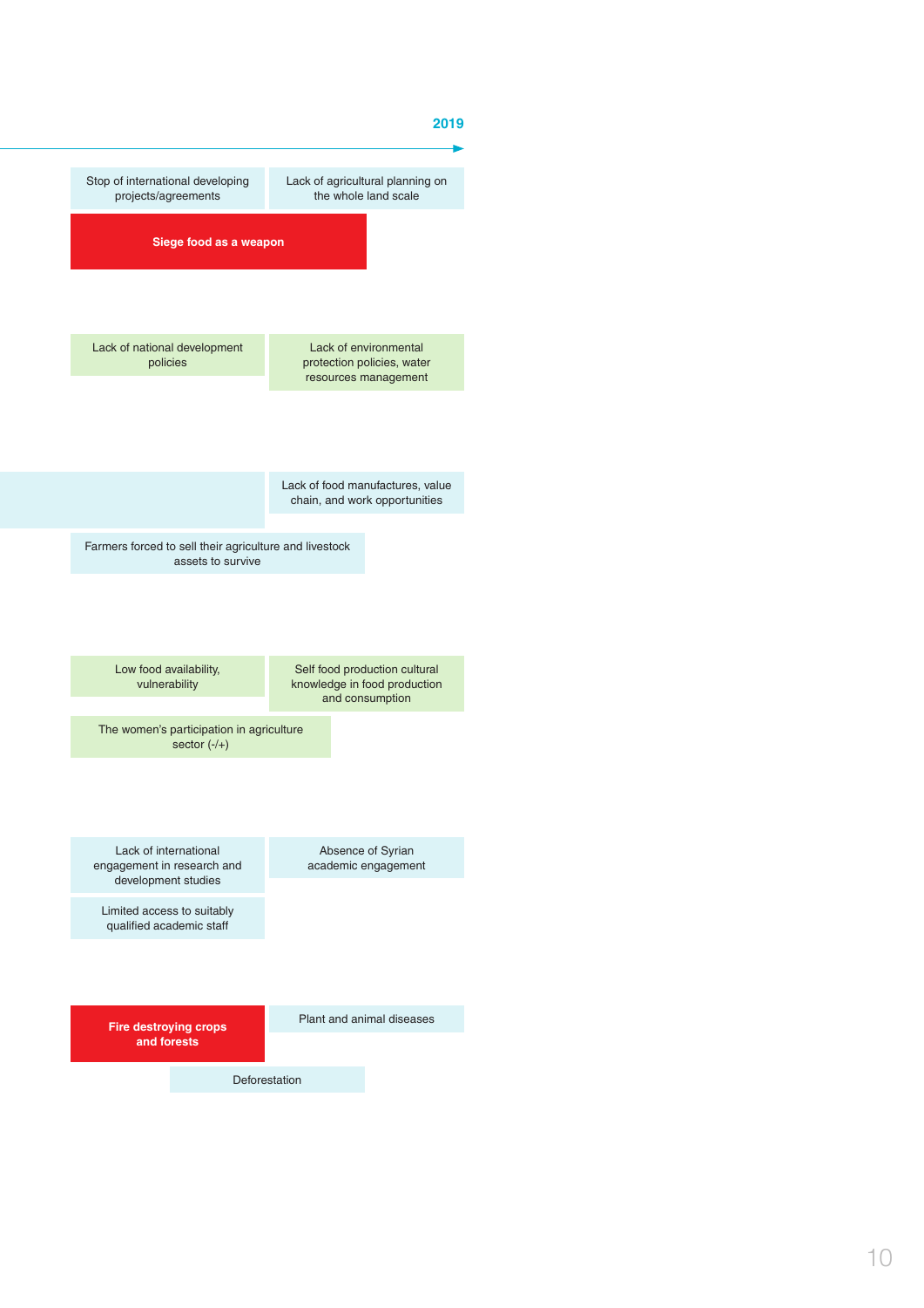**2019**

Stop of international developing projects/agreements

Lack of agricultural planning on the whole land scale

**Siege food as a weapon**

Lack of national development policies

Lack of environmental protection policies, water resources management

Lack of food manufactures, value chain, and work opportunities

Farmers forced to sell their agriculture and livestock assets to survive

Low food availability, vulnerability

Self food production cultural knowledge in food production and consumption

The women's participation in agriculture sector (-/+)

Lack of international engagement in research and development studies

Absence of Syrian academic engagement

Limited access to suitably qualified academic staff

**Fire destroying crops and forests**

Plant and animal diseases

Deforestation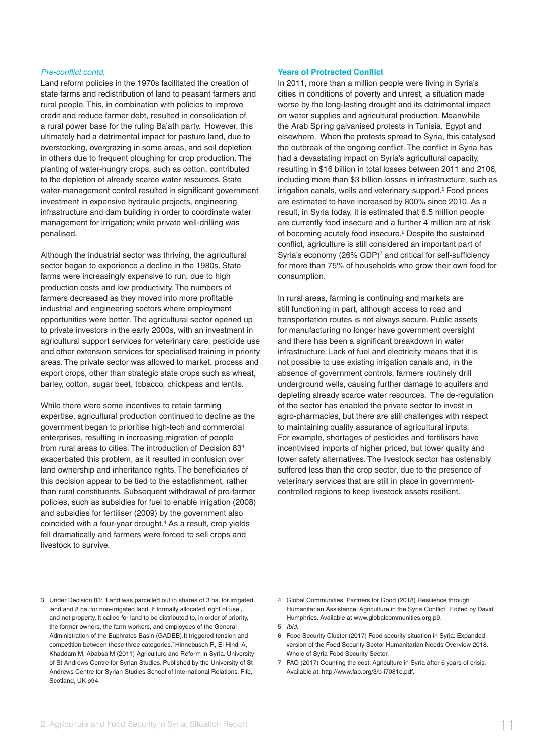*Pre-conflict contd.*

Land reform policies in the 1970s facilitated the creation of state farms and redistribution of land to peasant farmers and rural people. This, in combination with policies to improve credit and reduce farmer debt, resulted in consolidation of a rural power base for the ruling Ba'ath party. However, this ultimately had a detrimental impact for pasture land, due to overstocking, overgrazing in some areas, and soil depletion in others due to frequent ploughing for crop production. The planting of water-hungry crops, such as cotton, contributed to the depletion of already scarce water resources. State water-management control resulted in significant government investment in expensive hydraulic projects, engineering infrastructure and dam building in order to coordinate water management for irrigation; while private well-drilling was penalised.

Although the industrial sector was thriving, the agricultural sector began to experience a decline in the 1980s. State farms were increasingly expensive to run, due to high production costs and low productivity. The numbers of farmers decreased as they moved into more profitable industrial and engineering sectors where employment opportunities were better. The agricultural sector opened up to private investors in the early 2000s, with an investment in agricultural support services for veterinary care, pesticide use and other extension services for specialised training in priority areas. The private sector was allowed to market, process and export crops, other than strategic state crops such as wheat, barley, cotton, sugar beet, tobacco, chickpeas and lentils.

While there were some incentives to retain farming expertise, agricultural production continued to decline as the government began to prioritise high-tech and commercial enterprises, resulting in increasing migration of people from rural areas to cities. The introduction of Decision 83[3] exacerbated this problem, as it resulted in confusion over land ownership and inheritance rights. The beneficiaries of this decision appear to be tied to the establishment, rather than rural constituents. Subsequent withdrawal of pro-farmer policies, such as subsidies for fuel to enable irrigation (2008) and subsidies for fertiliser (2009) by the government also coincided with a four-year drought.[4] As a result, crop yields fell dramatically and farmers were forced to sell crops and livestock to survive.

### Years of Protracted Conflict

In 2011, more than a million people were living in Syria's cities in conditions of poverty and unrest, a situation made worse by the long-lasting drought and its detrimental impact on water supplies and agricultural production. Meanwhile the Arab Spring galvanised protests in Tunisia, Egypt and elsewhere. When the protests spread to Syria, this catalysed the outbreak of the ongoing conflict. The conflict in Syria has had a devastating impact on Syria's agricultural capacity, resulting in $16 billion in total losses between 2011 and 2106, including more than $3 billion losses in infrastructure, such as irrigation canals, wells and veterinary support.[5] Food prices are estimated to have increased by 800% since 2010. As a result, in Syria today, it is estimated that 6.5 million people are currently food insecure and a further 4 million are at risk of becoming acutely food insecure.[6] Despite the sustained conflict, agriculture is still considered an important part of Syria's economy (26% GDP)[7] and critical for self-sufficiency for more than 75% of households who grow their own food for consumption.

In rural areas, farming is continuing and markets are still functioning in part, although access to road and transportation routes is not always secure. Public assets for manufacturing no longer have government oversight and there has been a significant breakdown in water infrastructure. Lack of fuel and electricity means that it is not possible to use existing irrigation canals and, in the absence of government controls, farmers routinely drill underground wells, causing further damage to aquifers and depleting already scarce water resources. The de-regulation of the sector has enabled the private sector to invest in agro-pharmacies, but there are still challenges with respect to maintaining quality assurance of agricultural inputs. For example, shortages of pesticides and fertilisers have incentivised imports of higher priced, but lower quality and lower safety alternatives. The livestock sector has ostensibly suffered less than the crop sector, due to the presence of veterinary services that are still in place in government-controlled regions to keep livestock assets resilient.

---

3 Under Decision 83: "Land was parcelled out in shares of 3 ha. for irrigated land and 8 ha. for non-irrigated land. It formally allocated 'right of use', and not property. It called for land to be distributed to, in order of priority, the former owners, the farm workers, and employees of the General Administration of the Euphrates Basin (GADEB).It triggered tension and competition between these three categories." Hinnebusch R, El Hindi A, Khaddam M, Ababsa M (2011) Agriculture and Reform in Syria. University of St Andrews Centre for Syrian Studies. Published by the University of St Andrews Centre for Syrian Studies School of International Relations. Fife, Scotland, UK p94.

4 Global Communities, Partners for Good (2018) Resilience through Humanitarian Assistance: Agriculture in the Syria Conflict. Edited by David Humphries. Available at www.globalcommunities.org p9.

5 *Ibid.*

6 Food Security Cluster (2017) Food security situation in Syria: Expanded version of the Food Security Sector Humanitarian Needs Overview 2018. Whole of Syria Food Security Sector.

7 FAO (2017) Counting the cost: Agriculture in Syria after 6 years of crisis. Available at: http://www.fao.org/3/b-i7081e.pdf.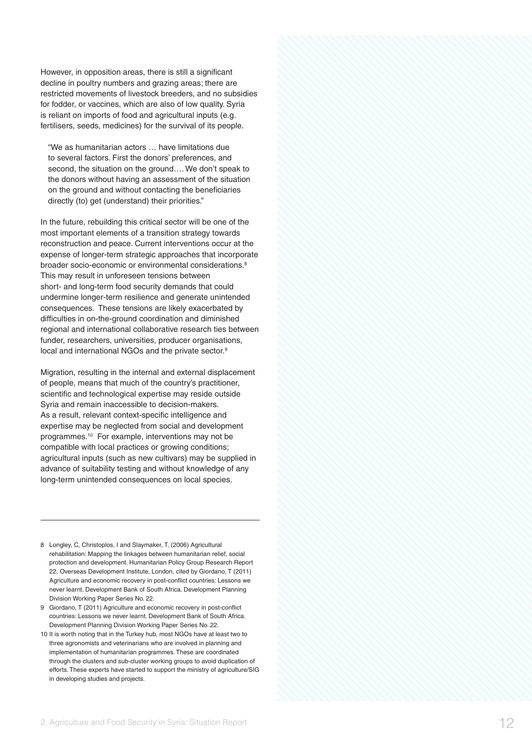However, in opposition areas, there is still a significant decline in poultry numbers and grazing areas; there are restricted movements of livestock breeders, and no subsidies for fodder, or vaccines, which are also of low quality. Syria is reliant on imports of food and agricultural inputs (e.g. fertilisers, seeds, medicines) for the survival of its people.

> "We as humanitarian actors … have limitations due to several factors. First the donors' preferences, and second, the situation on the ground…. We don't speak to the donors without having an assessment of the situation on the ground and without contacting the beneficiaries directly (to) get (understand) their priorities."

In the future, rebuilding this critical sector will be one of the most important elements of a transition strategy towards reconstruction and peace. Current interventions occur at the expense of longer-term strategic approaches that incorporate broader socio-economic or environmental considerations.[8] This may result in unforeseen tensions between short- and long-term food security demands that could undermine longer-term resilience and generate unintended consequences. These tensions are likely exacerbated by difficulties in on-the-ground coordination and diminished regional and international collaborative research ties between funder, researchers, universities, producer organisations, local and international NGOs and the private sector.[9]

Migration, resulting in the internal and external displacement of people, means that much of the country's practitioner, scientific and technological expertise may reside outside Syria and remain inaccessible to decision-makers. As a result, relevant context-specific intelligence and expertise may be neglected from social and development programmes.[10] For example, interventions may not be compatible with local practices or growing conditions; agricultural inputs (such as new cultivars) may be supplied in advance of suitability testing and without knowledge of any long-term unintended consequences on local species.

---

8 Longley, C, Christoplos, I and Slaymaker, T, (2006) Agricultural rehabilitation: Mapping the linkages between humanitarian relief, social protection and development. Humanitarian Policy Group Research Report 22, Overseas Development Institute, London, cited by Giordano, T (2011) Agriculture and economic recovery in post-conflict countries: Lessons we never learnt. Development Bank of South Africa. Development Planning Division Working Paper Series No. 22.

9 Giordano, T (2011) Agriculture and economic recovery in post-conflict countries: Lessons we never learnt. Development Bank of South Africa. Development Planning Division Working Paper Series No. 22.

10 It is worth noting that in the Turkey hub, most NGOs have at least two to three agronomists and veterinarians who are involved in planning and implementation of humanitarian programmes. These are coordinated through the clusters and sub-cluster working groups to avoid duplication of efforts. These experts have started to support the ministry of agriculture/SIG in developing studies and projects.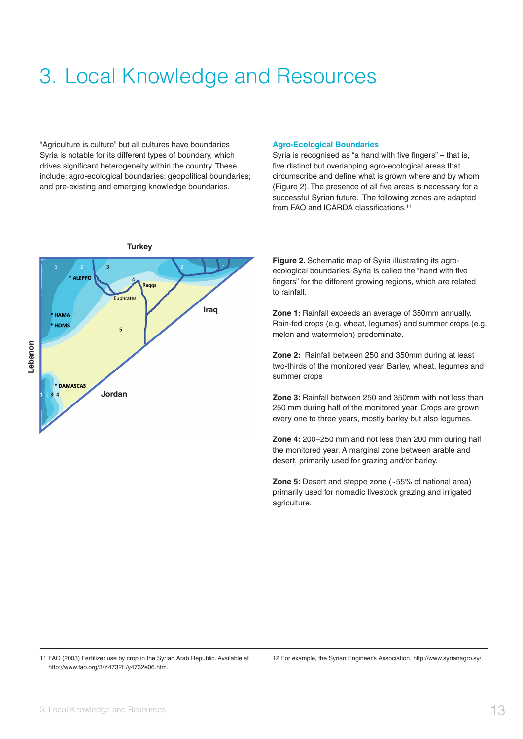# 3. Local Knowledge and Resources

"Agriculture is culture" but all cultures have boundaries
Syria is notable for its different types of boundary, which drives significant heterogeneity within the country. These include: agro-ecological boundaries; geopolitical boundaries; and pre-existing and emerging knowledge boundaries.

## Agro-Ecological Boundaries

Syria is recognised as "a hand with five fingers" – that is, five distinct but overlapping agro-ecological areas that circumscribe and define what is grown where and by whom (Figure 2). The presence of all five areas is necessary for a successful Syrian future. The following zones are adapted from FAO and ICARDA classifications.[11]

**Figure 2.** Schematic map of Syria illustrating its agro-ecological boundaries. Syria is called the "hand with five fingers" for the different growing regions, which are related to rainfall.

**Zone 1:** Rainfall exceeds an average of 350mm annually. Rain-fed crops (e.g. wheat, legumes) and summer crops (e.g. melon and watermelon) predominate.

**Zone 2:** Rainfall between 250 and 350mm during at least two-thirds of the monitored year. Barley, wheat, legumes and summer crops

**Zone 3:** Rainfall between 250 and 350mm with not less than 250 mm during half of the monitored year. Crops are grown every one to three years, mostly barley but also legumes.

**Zone 4:** 200–250 mm and not less than 200 mm during half the monitored year. A marginal zone between arable and desert, primarily used for grazing and/or barley.

**Zone 5:** Desert and steppe zone (~55% of national area) primarily used for nomadic livestock grazing and irrigated agriculture.

---

11 FAO (2003) Fertilizer use by crop in the Syrian Arab Republic. Available at http://www.fao.org/3/Y4732E/y4732e06.htm.

12 For example, the Syrian Engineer's Association, http://www.syrianagro.sy/.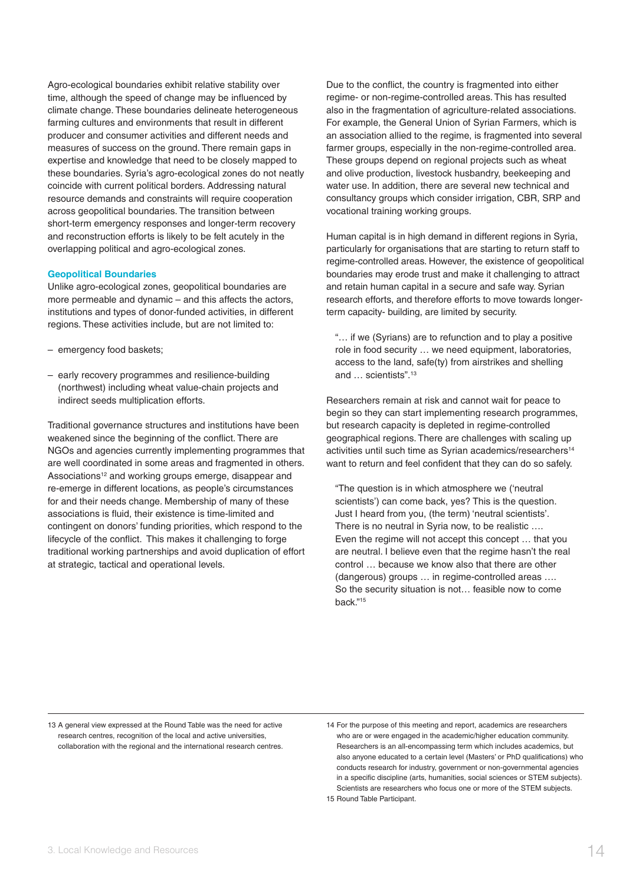Agro-ecological boundaries exhibit relative stability over time, although the speed of change may be influenced by climate change. These boundaries delineate heterogeneous farming cultures and environments that result in different producer and consumer activities and different needs and measures of success on the ground. There remain gaps in expertise and knowledge that need to be closely mapped to these boundaries. Syria's agro-ecological zones do not neatly coincide with current political borders. Addressing natural resource demands and constraints will require cooperation across geopolitical boundaries. The transition between short-term emergency responses and longer-term recovery and reconstruction efforts is likely to be felt acutely in the overlapping political and agro-ecological zones.

### Geopolitical Boundaries

Unlike agro-ecological zones, geopolitical boundaries are more permeable and dynamic – and this affects the actors, institutions and types of donor-funded activities, in different regions. These activities include, but are not limited to:

- emergency food baskets;
- early recovery programmes and resilience-building (northwest) including wheat value-chain projects and indirect seeds multiplication efforts.

Traditional governance structures and institutions have been weakened since the beginning of the conflict. There are NGOs and agencies currently implementing programmes that are well coordinated in some areas and fragmented in others. Associations[12] and working groups emerge, disappear and re-emerge in different locations, as people's circumstances and their needs change. Membership of many of these associations is fluid, their existence is time-limited and contingent on donors' funding priorities, which respond to the lifecycle of the conflict. This makes it challenging to forge traditional working partnerships and avoid duplication of effort at strategic, tactical and operational levels.

Due to the conflict, the country is fragmented into either regime- or non-regime-controlled areas. This has resulted also in the fragmentation of agriculture-related associations. For example, the General Union of Syrian Farmers, which is an association allied to the regime, is fragmented into several farmer groups, especially in the non-regime-controlled area. These groups depend on regional projects such as wheat and olive production, livestock husbandry, beekeeping and water use. In addition, there are several new technical and consultancy groups which consider irrigation, CBR, SRP and vocational training working groups.

Human capital is in high demand in different regions in Syria, particularly for organisations that are starting to return staff to regime-controlled areas. However, the existence of geopolitical boundaries may erode trust and make it challenging to attract and retain human capital in a secure and safe way. Syrian research efforts, and therefore efforts to move towards longer-term capacity- building, are limited by security.

> "… if we (Syrians) are to refunction and to play a positive role in food security … we need equipment, laboratories, access to the land, safe(ty) from airstrikes and shelling and … scientists".[13]

Researchers remain at risk and cannot wait for peace to begin so they can start implementing research programmes, but research capacity is depleted in regime-controlled geographical regions. There are challenges with scaling up activities until such time as Syrian academics/researchers[14] want to return and feel confident that they can do so safely.

> "The question is in which atmosphere we ('neutral scientists') can come back, yes? This is the question. Just I heard from you, (the term) 'neutral scientists'. There is no neutral in Syria now, to be realistic …. Even the regime will not accept this concept … that you are neutral. I believe even that the regime hasn't the real control … because we know also that there are other (dangerous) groups … in regime-controlled areas …. So the security situation is not… feasible now to come back."[15]

---

13 A general view expressed at the Round Table was the need for active research centres, recognition of the local and active universities, collaboration with the regional and the international research centres.

14 For the purpose of this meeting and report, academics are researchers who are or were engaged in the academic/higher education community. Researchers is an all-encompassing term which includes academics, but also anyone educated to a certain level (Masters' or PhD qualifications) who conducts research for industry, government or non-governmental agencies in a specific discipline (arts, humanities, social sciences or STEM subjects). Scientists are researchers who focus one or more of the STEM subjects.

15 Round Table Participant.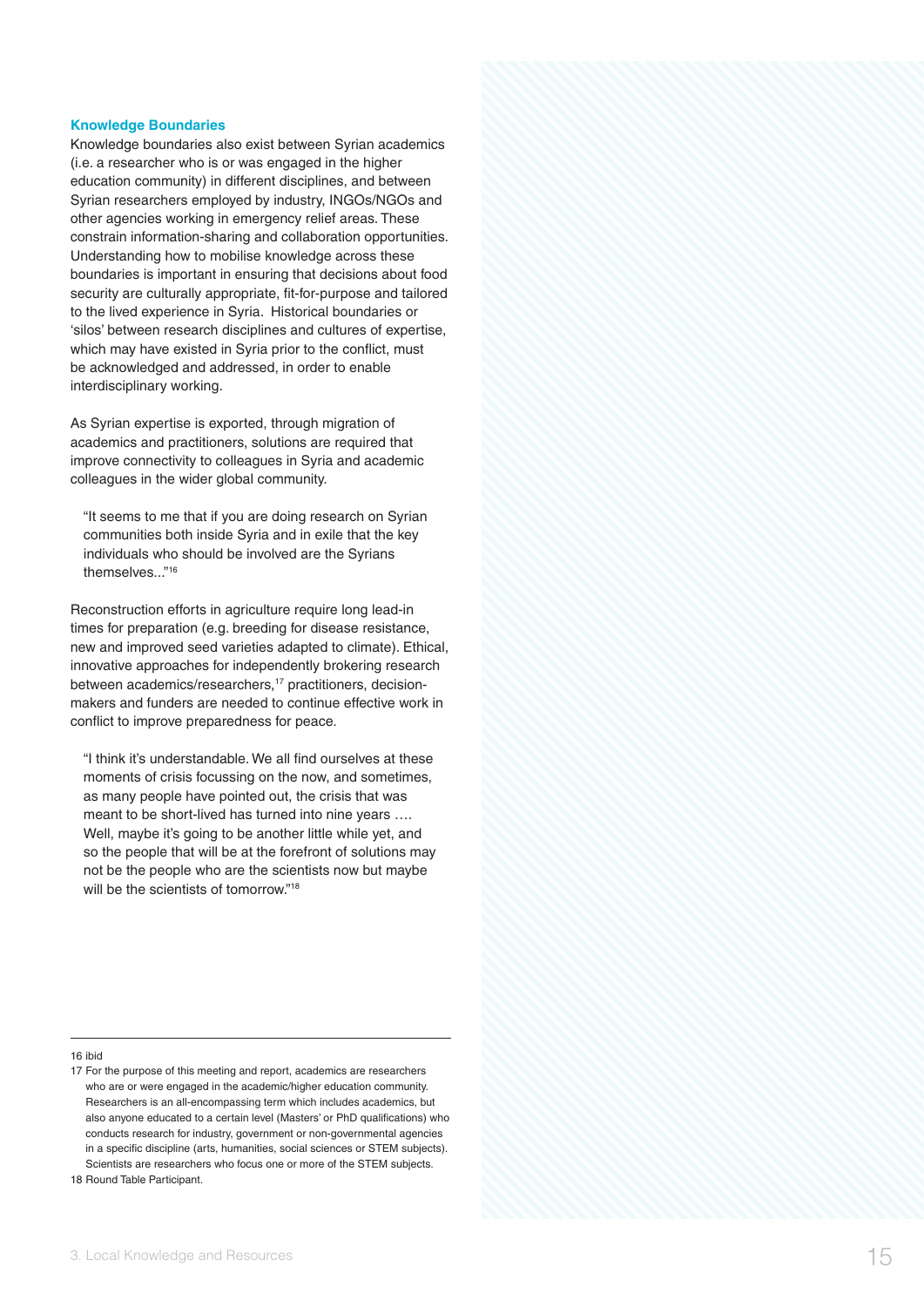### Knowledge Boundaries

Knowledge boundaries also exist between Syrian academics (i.e. a researcher who is or was engaged in the higher education community) in different disciplines, and between Syrian researchers employed by industry, INGOs/NGOs and other agencies working in emergency relief areas. These constrain information-sharing and collaboration opportunities. Understanding how to mobilise knowledge across these boundaries is important in ensuring that decisions about food security are culturally appropriate, fit-for-purpose and tailored to the lived experience in Syria. Historical boundaries or 'silos' between research disciplines and cultures of expertise, which may have existed in Syria prior to the conflict, must be acknowledged and addressed, in order to enable interdisciplinary working.

As Syrian expertise is exported, through migration of academics and practitioners, solutions are required that improve connectivity to colleagues in Syria and academic colleagues in the wider global community.

> "It seems to me that if you are doing research on Syrian communities both inside Syria and in exile that the key individuals who should be involved are the Syrians themselves..."[16]

Reconstruction efforts in agriculture require long lead-in times for preparation (e.g. breeding for disease resistance, new and improved seed varieties adapted to climate). Ethical, innovative approaches for independently brokering research between academics/researchers,[17] practitioners, decision-makers and funders are needed to continue effective work in conflict to improve preparedness for peace.

> "I think it's understandable. We all find ourselves at these moments of crisis focussing on the now, and sometimes, as many people have pointed out, the crisis that was meant to be short-lived has turned into nine years …. Well, maybe it's going to be another little while yet, and so the people that will be at the forefront of solutions may not be the people who are the scientists now but maybe will be the scientists of tomorrow."[18]

---

16 ibid

17 For the purpose of this meeting and report, academics are researchers who are or were engaged in the academic/higher education community. Researchers is an all-encompassing term which includes academics, but also anyone educated to a certain level (Masters' or PhD qualifications) who conducts research for industry, government or non-governmental agencies in a specific discipline (arts, humanities, social sciences or STEM subjects). Scientists are researchers who focus one or more of the STEM subjects.

18 Round Table Participant.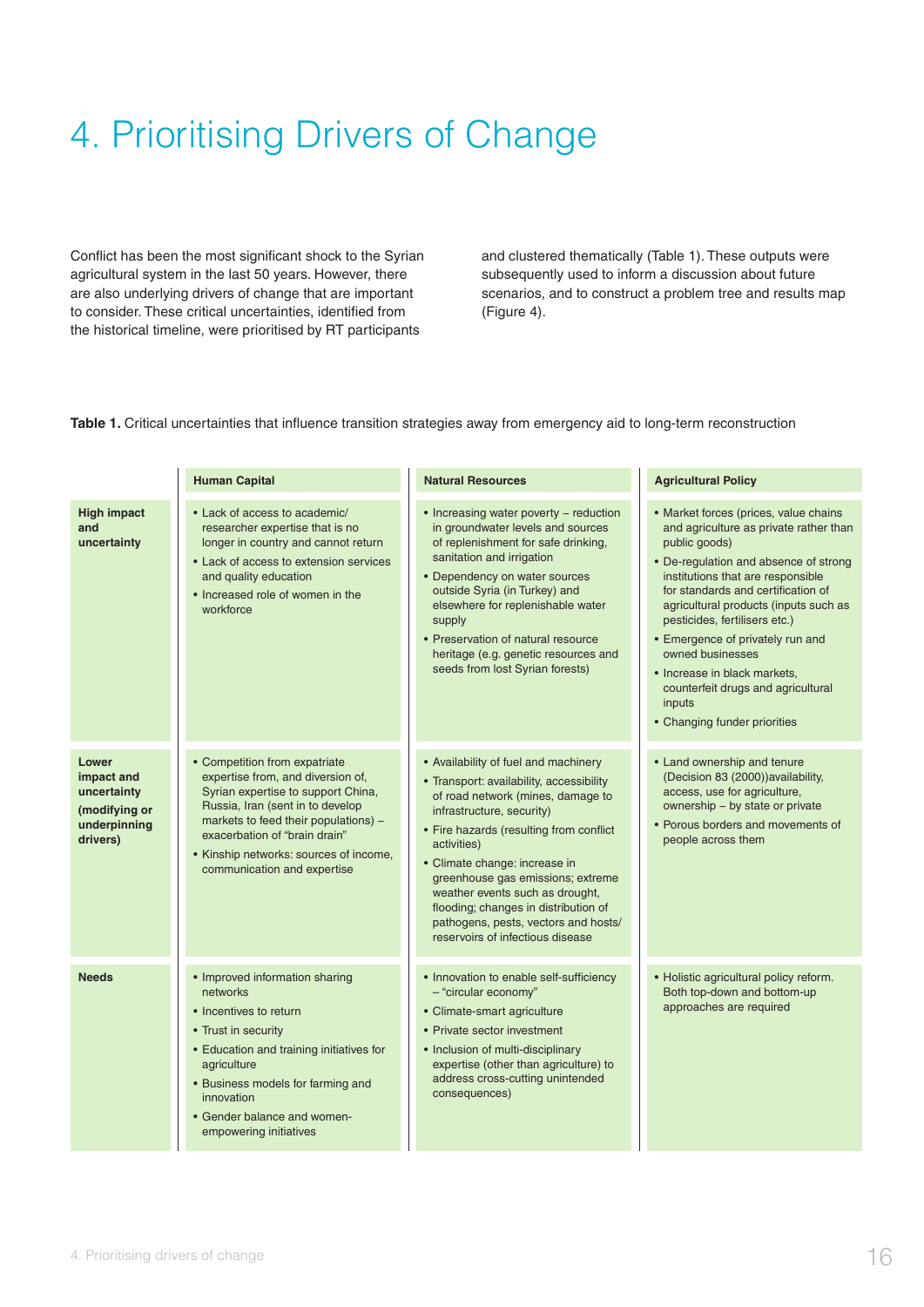# 4. Prioritising Drivers of Change

Conflict has been the most significant shock to the Syrian agricultural system in the last 50 years. However, there are also underlying drivers of change that are important to consider. These critical uncertainties, identified from the historical timeline, were prioritised by RT participants and clustered thematically (Table 1). These outputs were subsequently used to inform a discussion about future scenarios, and to construct a problem tree and results map (Figure 4).

**Table 1.** Critical uncertainties that influence transition strategies away from emergency aid to long-term reconstruction

| | **Human Capital** | **Natural Resources** | **Agricultural Policy** |
|---|---|---|---|
| **High impact and uncertainty** | • Lack of access to academic/ researcher expertise that is no longer in country and cannot return<br>• Lack of access to extension services and quality education<br>• Increased role of women in the workforce | • Increasing water poverty – reduction in groundwater levels and sources of replenishment for safe drinking, sanitation and irrigation<br>• Dependency on water sources outside Syria (in Turkey) and elsewhere for replenishable water supply<br>• Preservation of natural resource heritage (e.g. genetic resources and seeds from lost Syrian forests) | • Market forces (prices, value chains and agriculture as private rather than public goods)<br>• De-regulation and absence of strong institutions that are responsible for standards and certification of agricultural products (inputs such as pesticides, fertilisers etc.)<br>• Emergence of privately run and owned businesses<br>• Increase in black markets, counterfeit drugs and agricultural inputs<br>• Changing funder priorities |
| **Lower impact and uncertainty (modifying or underpinning drivers)** | • Competition from expatriate expertise from, and diversion of, Syrian expertise to support China, Russia, Iran (sent in to develop markets to feed their populations) – exacerbation of "brain drain"<br>• Kinship networks: sources of income, communication and expertise | • Availability of fuel and machinery<br>• Transport: availability, accessibility of road network (mines, damage to infrastructure, security)<br>• Fire hazards (resulting from conflict activities)<br>• Climate change: increase in greenhouse gas emissions; extreme weather events such as drought, flooding; changes in distribution of pathogens, pests, vectors and hosts/ reservoirs of infectious disease | • Land ownership and tenure (Decision 83 (2000))availability, access, use for agriculture, ownership – by state or private<br>• Porous borders and movements of people across them |
| **Needs** | • Improved information sharing networks<br>• Incentives to return<br>• Trust in security<br>• Education and training initiatives for agriculture<br>• Business models for farming and innovation<br>• Gender balance and women-empowering initiatives | • Innovation to enable self-sufficiency – "circular economy"<br>• Climate-smart agriculture<br>• Private sector investment<br>• Inclusion of multi-disciplinary expertise (other than agriculture) to address cross-cutting unintended consequences) | • Holistic agricultural policy reform. Both top-down and bottom-up approaches are required |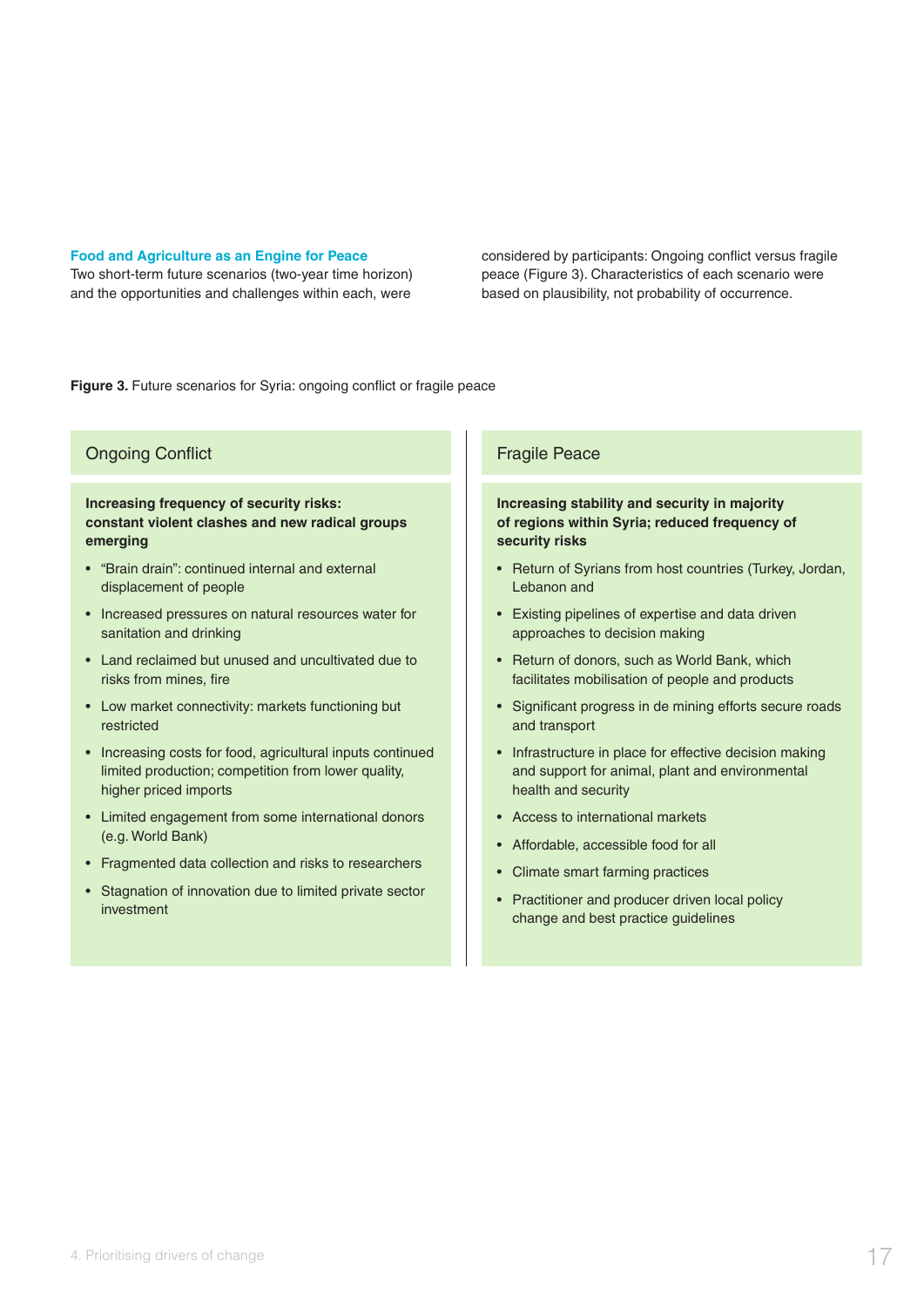### Food and Agriculture as an Engine for Peace

Two short-term future scenarios (two-year time horizon) and the opportunities and challenges within each, were considered by participants: Ongoing conflict versus fragile peace (Figure 3). Characteristics of each scenario were based on plausibility, not probability of occurrence.

**Figure 3.** Future scenarios for Syria: ongoing conflict or fragile peace

#### Ongoing Conflict

**Increasing frequency of security risks: constant violent clashes and new radical groups emerging**

- "Brain drain": continued internal and external displacement of people
- Increased pressures on natural resources water for sanitation and drinking
- Land reclaimed but unused and uncultivated due to risks from mines, fire
- Low market connectivity: markets functioning but restricted
- Increasing costs for food, agricultural inputs continued limited production; competition from lower quality, higher priced imports
- Limited engagement from some international donors (e.g. World Bank)
- Fragmented data collection and risks to researchers
- Stagnation of innovation due to limited private sector investment

#### Fragile Peace

**Increasing stability and security in majority of regions within Syria; reduced frequency of security risks**

- Return of Syrians from host countries (Turkey, Jordan, Lebanon and
- Existing pipelines of expertise and data driven approaches to decision making
- Return of donors, such as World Bank, which facilitates mobilisation of people and products
- Significant progress in de mining efforts secure roads and transport
- Infrastructure in place for effective decision making and support for animal, plant and environmental health and security
- Access to international markets
- Affordable, accessible food for all
- Climate smart farming practices
- Practitioner and producer driven local policy change and best practice guidelines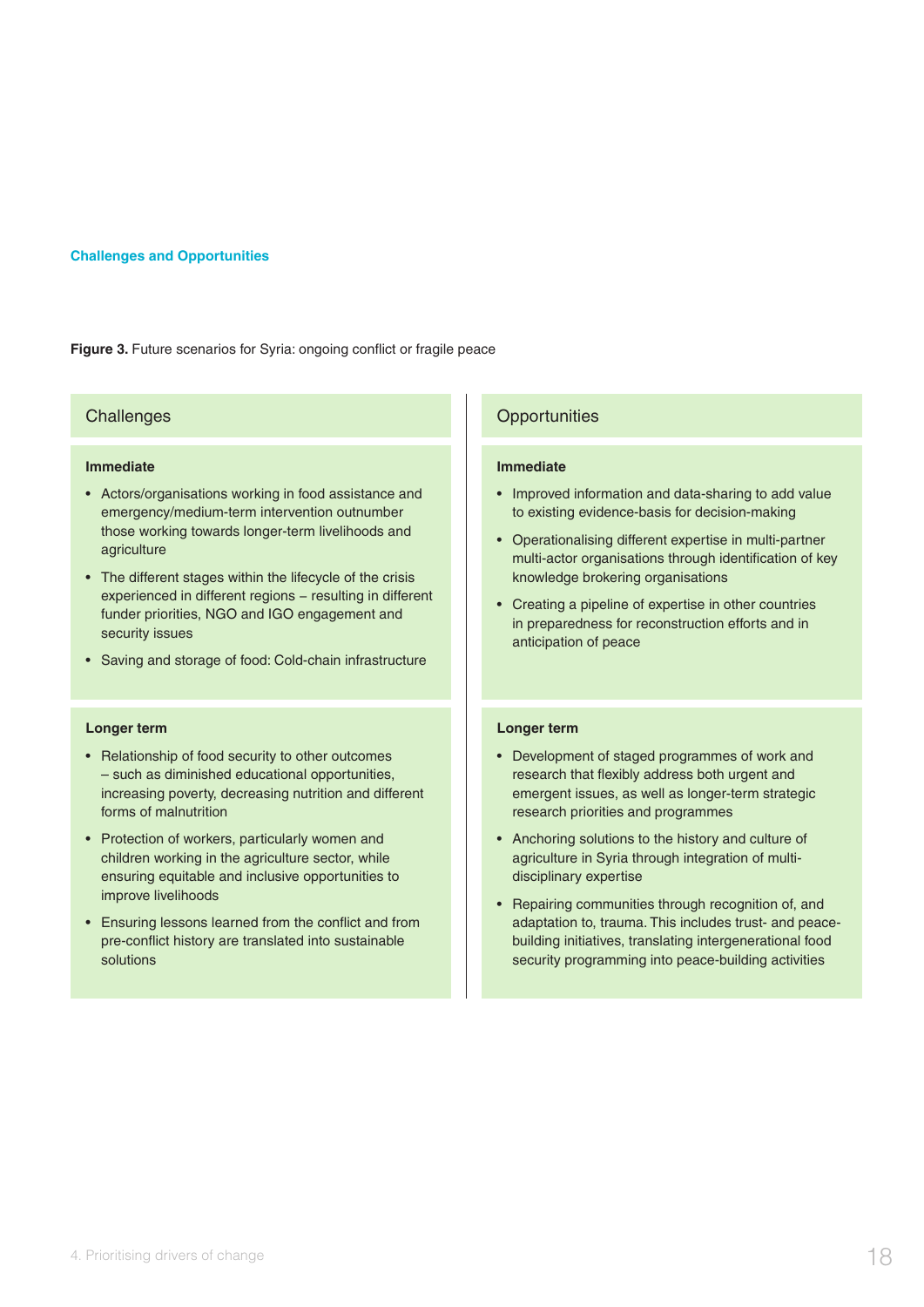## Challenges and Opportunities

**Figure 3.** Future scenarios for Syria: ongoing conflict or fragile peace

### Challenges

**Immediate**

- Actors/organisations working in food assistance and emergency/medium-term intervention outnumber those working towards longer-term livelihoods and agriculture
- The different stages within the lifecycle of the crisis experienced in different regions – resulting in different funder priorities, NGO and IGO engagement and security issues
- Saving and storage of food: Cold-chain infrastructure

**Longer term**

- Relationship of food security to other outcomes – such as diminished educational opportunities, increasing poverty, decreasing nutrition and different forms of malnutrition
- Protection of workers, particularly women and children working in the agriculture sector, while ensuring equitable and inclusive opportunities to improve livelihoods
- Ensuring lessons learned from the conflict and from pre-conflict history are translated into sustainable solutions

### Opportunities

**Immediate**

- Improved information and data-sharing to add value to existing evidence-basis for decision-making
- Operationalising different expertise in multi-partner multi-actor organisations through identification of key knowledge brokering organisations
- Creating a pipeline of expertise in other countries in preparedness for reconstruction efforts and in anticipation of peace

**Longer term**

- Development of staged programmes of work and research that flexibly address both urgent and emergent issues, as well as longer-term strategic research priorities and programmes
- Anchoring solutions to the history and culture of agriculture in Syria through integration of multi-disciplinary expertise
- Repairing communities through recognition of, and adaptation to, trauma. This includes trust- and peace-building initiatives, translating intergenerational food security programming into peace-building activities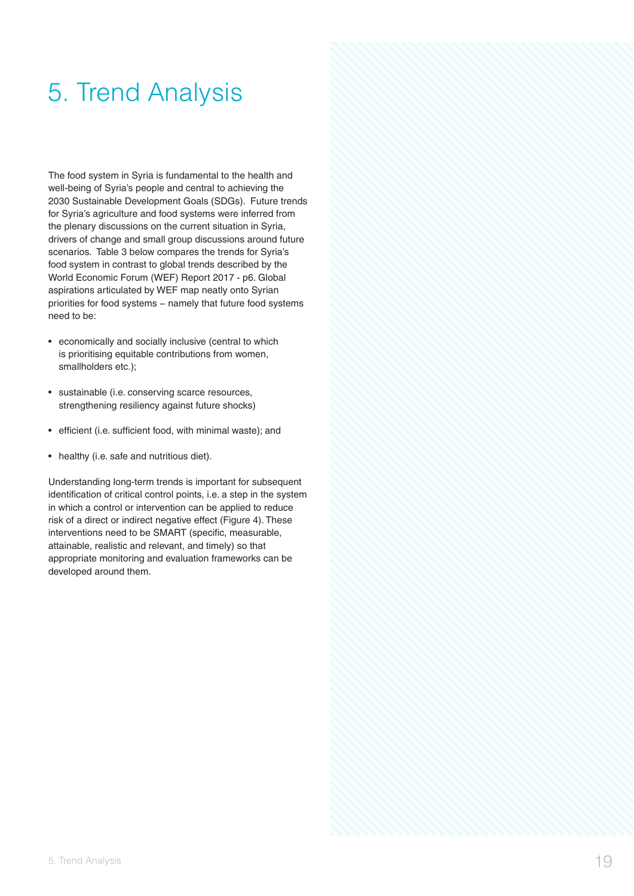# 5. Trend Analysis

The food system in Syria is fundamental to the health and well-being of Syria's people and central to achieving the 2030 Sustainable Development Goals (SDGs). Future trends for Syria's agriculture and food systems were inferred from the plenary discussions on the current situation in Syria, drivers of change and small group discussions around future scenarios. Table 3 below compares the trends for Syria's food system in contrast to global trends described by the World Economic Forum (WEF) Report 2017 - p6. Global aspirations articulated by WEF map neatly onto Syrian priorities for food systems – namely that future food systems need to be:

- economically and socially inclusive (central to which is prioritising equitable contributions from women, smallholders etc.);
- sustainable (i.e. conserving scarce resources, strengthening resiliency against future shocks)
- efficient (i.e. sufficient food, with minimal waste); and
- healthy (i.e. safe and nutritious diet).

Understanding long-term trends is important for subsequent identification of critical control points, i.e. a step in the system in which a control or intervention can be applied to reduce risk of a direct or indirect negative effect (Figure 4). These interventions need to be SMART (specific, measurable, attainable, realistic and relevant, and timely) so that appropriate monitoring and evaluation frameworks can be developed around them.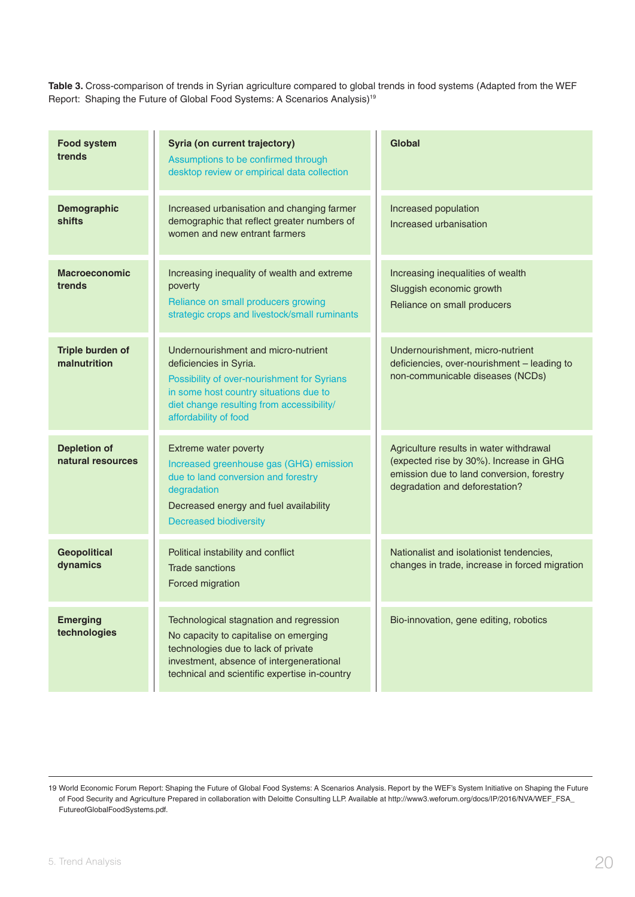**Table 3.** Cross-comparison of trends in Syrian agriculture compared to global trends in food systems (Adapted from the WEF Report: Shaping the Future of Global Food Systems: A Scenarios Analysis)[19]

| **Food system trends** | **Syria (on current trajectory)** Assumptions to be confirmed through desktop review or empirical data collection | **Global** |
|---|---|---|
| **Demographic shifts** | Increased urbanisation and changing farmer demographic that reflect greater numbers of women and new entrant farmers | Increased population<br>Increased urbanisation |
| **Macroeconomic trends** | Increasing inequality of wealth and extreme poverty<br>Reliance on small producers growing strategic crops and livestock/small ruminants | Increasing inequalities of wealth<br>Sluggish economic growth<br>Reliance on small producers |
| **Triple burden of malnutrition** | Undernourishment and micro-nutrient deficiencies in Syria.<br>Possibility of over-nourishment for Syrians in some host country situations due to diet change resulting from accessibility/affordability of food | Undernourishment, micro-nutrient deficiencies, over-nourishment – leading to non-communicable diseases (NCDs) |
| **Depletion of natural resources** | Extreme water poverty<br>Increased greenhouse gas (GHG) emission due to land conversion and forestry degradation<br>Decreased energy and fuel availability<br>Decreased biodiversity | Agriculture results in water withdrawal (expected rise by 30%). Increase in GHG emission due to land conversion, forestry degradation and deforestation? |
| **Geopolitical dynamics** | Political instability and conflict<br>Trade sanctions<br>Forced migration | Nationalist and isolationist tendencies, changes in trade, increase in forced migration |
| **Emerging technologies** | Technological stagnation and regression<br>No capacity to capitalise on emerging technologies due to lack of private investment, absence of intergenerational technical and scientific expertise in-country | Bio-innovation, gene editing, robotics |

19 World Economic Forum Report: Shaping the Future of Global Food Systems: A Scenarios Analysis. Report by the WEF's System Initiative on Shaping the Future of Food Security and Agriculture Prepared in collaboration with Deloitte Consulting LLP. Available at http://www3.weforum.org/docs/IP/2016/NVA/WEF_FSA_FutureofGlobalFoodSystems.pdf.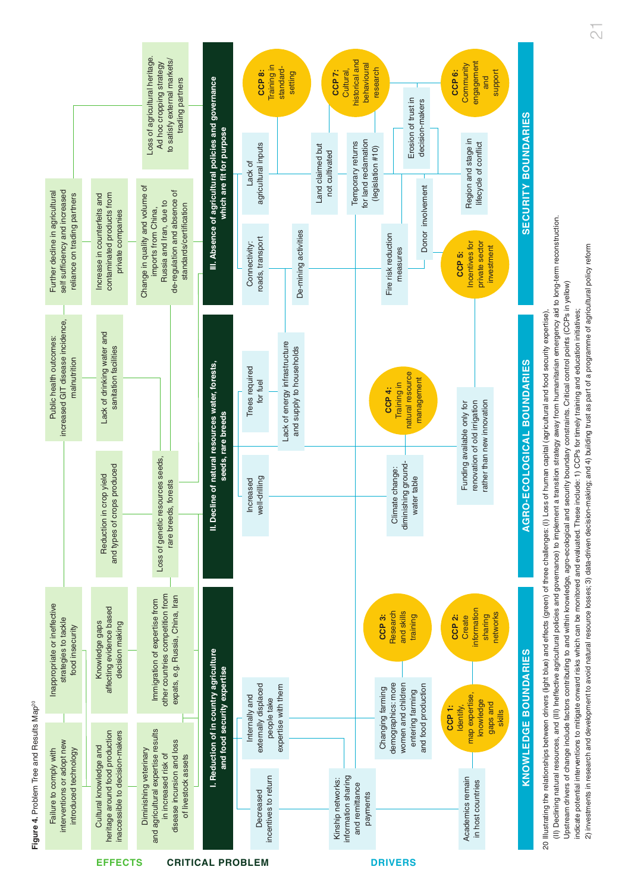**Figure 4.** Problem Tree and Results Map[20]

**EFFECTS**

- Failure to comply with interventions or adopt new introduced technology
- Cultural knowledge and heritage around food production inaccessible to decision-makers
- Diminishing veterinary and agricultural expertise results in increased risk of disease incursion and loss of livestock assets
- Inappropriate or ineffective strategies to tackle food insecurity
- Knowledge gaps affecting evidence based decision making
- Immigration of expertise from other countries competition from expats, e.g. Russia, China, Iran
- Reduction in crop yield and types of crops produced
- Loss of genetic resources seeds, rare breeds, forests
- Public health outcomes: increased GIT disease incidence, malnutrition
- Lack of drinking water and sanitation facilities
- Further decline in agricultural self sufficiency and increased reliance on trading partners
- Increase in counterfeits and contaminated products from private companies
- Change in quality and volume of imports from China, Russia and Iran, due to de-regulation and absence of standards/certification
- Loss of agricultural heritage. Ad hoc cropping strategy to satisfy external markets/ trading partners

**CRITICAL PROBLEM**

- I. Reduction of in country agriculture and food security expertise
- II. Decline of natural resources water, forests, seeds, rare breeds
- III. Absence of agricultural policies and governance which are fit for purpose

**DRIVERS**

KNOWLEDGE BOUNDARIES

- Decreased incentives to return
- Internally and externally displaced people take expertise with them
- Kinship networks: information sharing and remittance payments
- Changing farming demographics: more women and children entering farming and food production
- Academics remain in host countries
- CCP 1: Identify, map expertise, knowledge gaps and skills
- CCP 2: Create information sharing networks
- CCP 3: Research and skills training

AGRO-ECOLOGICAL BOUNDARIES

- Increased well-drilling
- Trees required for fuel
- Lack of energy infrastructure and supply to households
- Climate change: diminishing ground-water table
- CCP 4: Training in natural resource management
- Funding available only for renovation of old irrigation rather than new innovation

SECURITY BOUNDARIES

- Connectivity: roads, transport
- Lack of agricultural inputs
- De-mining activities
- Land claimed but not cultivated
- Temporary returns for land reclamation (legislation #10)
- Fire risk reduction measures
- Donor involvement
- Erosion of trust in decision-makers
- Region and stage in lifecycle of conflict
- CCP 5: Incentives for private sector investment
- CCP 6: Community engagement and support
- CCP 7: Cultural, historical and behavioural research
- CCP 8: Training in standard-setting

20 Illustrating the relationships between drivers (light blue) and effects (green) of three challenges: (I) Loss of human capital (agricultural and food security expertise), (II) Declining natural resources, and (III) Ineffective agricultural policies and governance) to implement a transition strategy away from humanitarian emergency aid to long-term reconstruction. Upstream drivers of change include factors contributing to and within knowledge, agro-ecological and security boundary constraints. Critical control points (CCPs in yellow) indicate potential interventions to mitigate onward risks which can be monitored and evaluated. These include: 1) CCPs for timely training and education initiatives; 2) investments in research and development to avoid natural resource losses; 3) data-driven decision-making; and 4) building trust as part of a programme of agricultural policy reform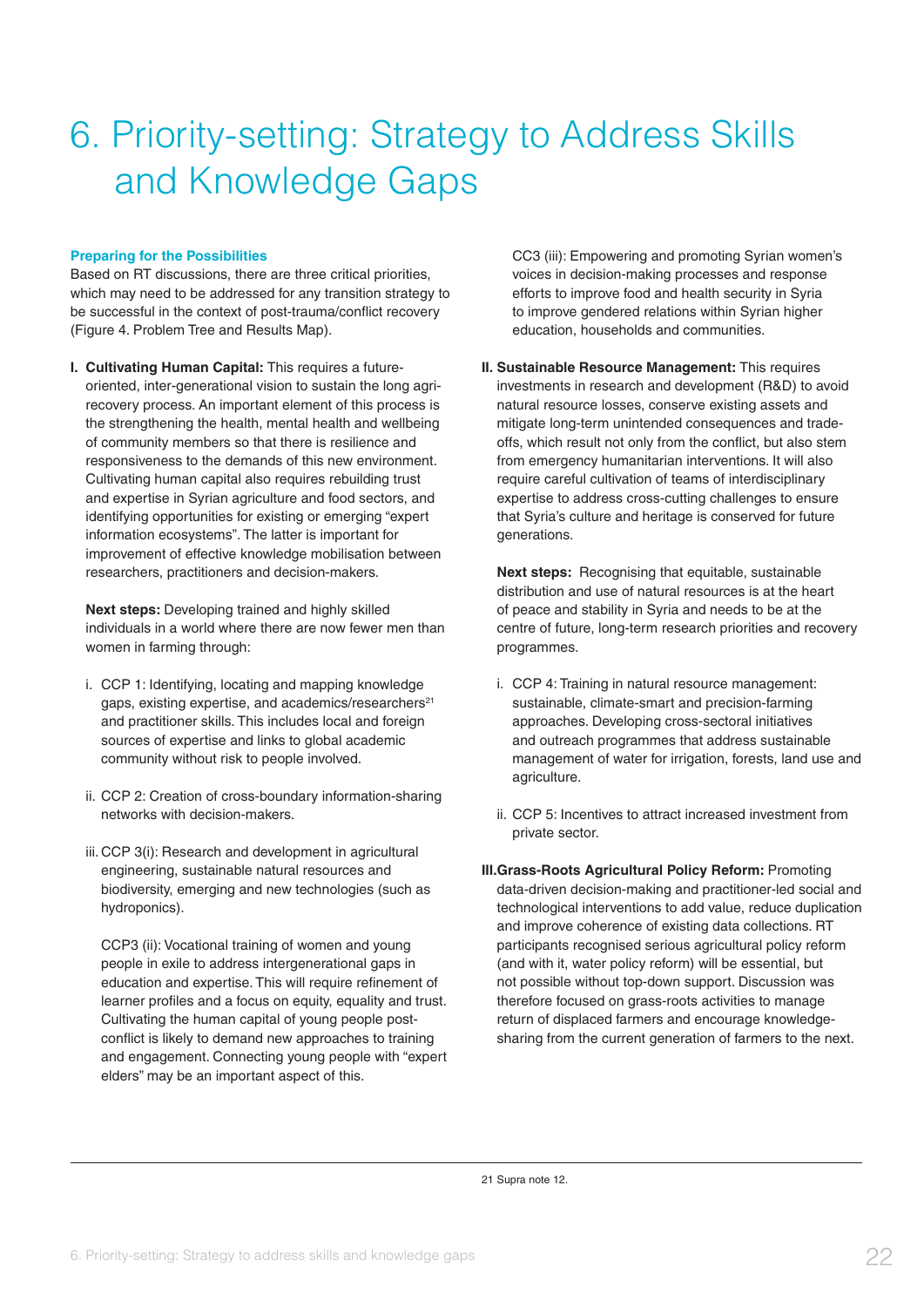# 6. Priority-setting: Strategy to Address Skills and Knowledge Gaps

**Preparing for the Possibilities**

Based on RT discussions, there are three critical priorities, which may need to be addressed for any transition strategy to be successful in the context of post-trauma/conflict recovery (Figure 4. Problem Tree and Results Map).

**I. Cultivating Human Capital:** This requires a future-oriented, inter-generational vision to sustain the long agri-recovery process. An important element of this process is the strengthening the health, mental health and wellbeing of community members so that there is resilience and responsiveness to the demands of this new environment. Cultivating human capital also requires rebuilding trust and expertise in Syrian agriculture and food sectors, and identifying opportunities for existing or emerging "expert information ecosystems". The latter is important for improvement of effective knowledge mobilisation between researchers, practitioners and decision-makers.

**Next steps:** Developing trained and highly skilled individuals in a world where there are now fewer men than women in farming through:

i. CCP 1: Identifying, locating and mapping knowledge gaps, existing expertise, and academics/researchers[21] and practitioner skills. This includes local and foreign sources of expertise and links to global academic community without risk to people involved.

ii. CCP 2: Creation of cross-boundary information-sharing networks with decision-makers.

iii. CCP 3(i): Research and development in agricultural engineering, sustainable natural resources and biodiversity, emerging and new technologies (such as hydroponics).

CCP3 (ii): Vocational training of women and young people in exile to address intergenerational gaps in education and expertise. This will require refinement of learner profiles and a focus on equity, equality and trust. Cultivating the human capital of young people post-conflict is likely to demand new approaches to training and engagement. Connecting young people with "expert elders" may be an important aspect of this.

CC3 (iii): Empowering and promoting Syrian women's voices in decision-making processes and response efforts to improve food and health security in Syria to improve gendered relations within Syrian higher education, households and communities.

**II. Sustainable Resource Management:** This requires investments in research and development (R&D) to avoid natural resource losses, conserve existing assets and mitigate long-term unintended consequences and trade-offs, which result not only from the conflict, but also stem from emergency humanitarian interventions. It will also require careful cultivation of teams of interdisciplinary expertise to address cross-cutting challenges to ensure that Syria's culture and heritage is conserved for future generations.

**Next steps:** Recognising that equitable, sustainable distribution and use of natural resources is at the heart of peace and stability in Syria and needs to be at the centre of future, long-term research priorities and recovery programmes.

i. CCP 4: Training in natural resource management: sustainable, climate-smart and precision-farming approaches. Developing cross-sectoral initiatives and outreach programmes that address sustainable management of water for irrigation, forests, land use and agriculture.

ii. CCP 5: Incentives to attract increased investment from private sector.

**III. Grass-Roots Agricultural Policy Reform:** Promoting data-driven decision-making and practitioner-led social and technological interventions to add value, reduce duplication and improve coherence of existing data collections. RT participants recognised serious agricultural policy reform (and with it, water policy reform) will be essential, but not possible without top-down support. Discussion was therefore focused on grass-roots activities to manage return of displaced farmers and encourage knowledge-sharing from the current generation of farmers to the next.

---

21 Supra note 12.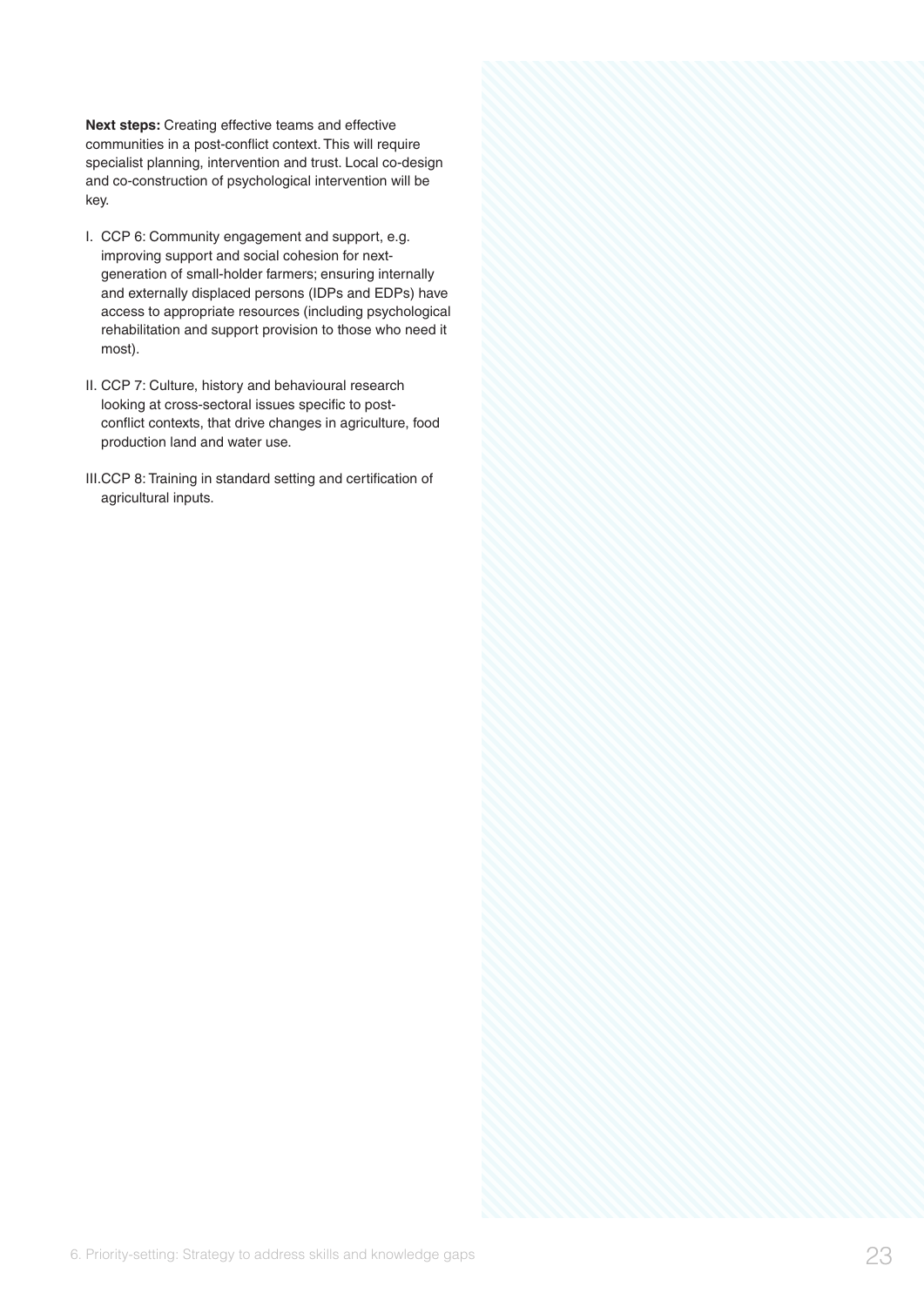**Next steps:** Creating effective teams and effective communities in a post-conflict context. This will require specialist planning, intervention and trust. Local co-design and co-construction of psychological intervention will be key.

I. CCP 6: Community engagement and support, e.g. improving support and social cohesion for next-generation of small-holder farmers; ensuring internally and externally displaced persons (IDPs and EDPs) have access to appropriate resources (including psychological rehabilitation and support provision to those who need it most).

II. CCP 7: Culture, history and behavioural research looking at cross-sectoral issues specific to post-conflict contexts, that drive changes in agriculture, food production land and water use.

III. CCP 8: Training in standard setting and certification of agricultural inputs.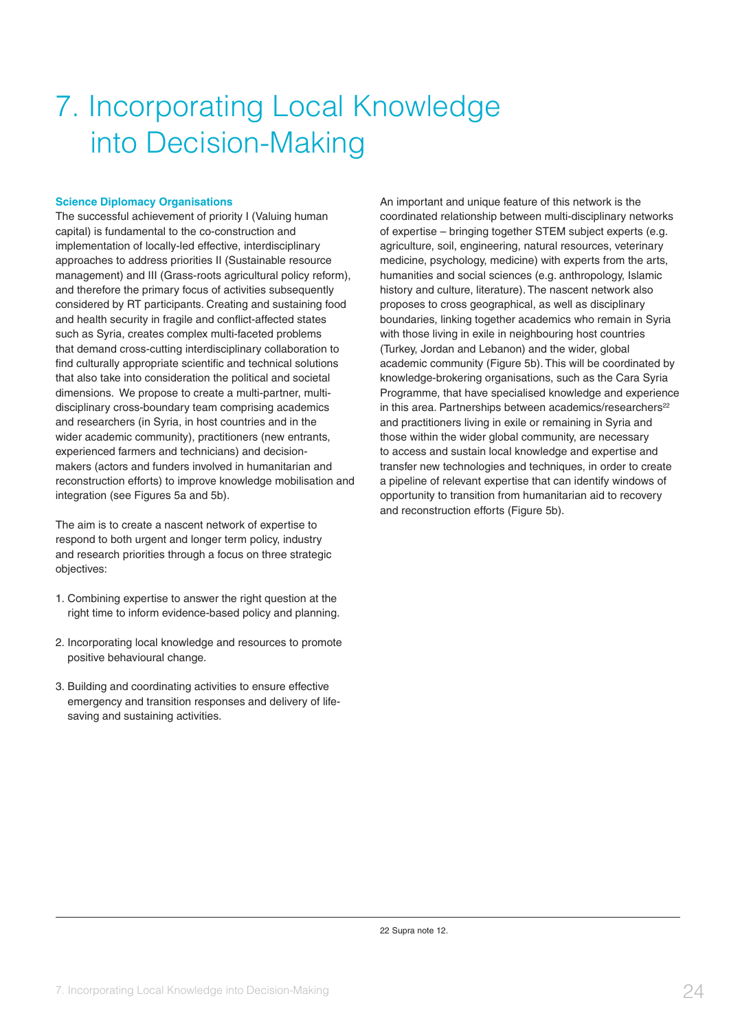# 7. Incorporating Local Knowledge into Decision-Making

### Science Diplomacy Organisations

The successful achievement of priority I (Valuing human capital) is fundamental to the co-construction and implementation of locally-led effective, interdisciplinary approaches to address priorities II (Sustainable resource management) and III (Grass-roots agricultural policy reform), and therefore the primary focus of activities subsequently considered by RT participants. Creating and sustaining food and health security in fragile and conflict-affected states such as Syria, creates complex multi-faceted problems that demand cross-cutting interdisciplinary collaboration to find culturally appropriate scientific and technical solutions that also take into consideration the political and societal dimensions. We propose to create a multi-partner, multi-disciplinary cross-boundary team comprising academics and researchers (in Syria, in host countries and in the wider academic community), practitioners (new entrants, experienced farmers and technicians) and decision-makers (actors and funders involved in humanitarian and reconstruction efforts) to improve knowledge mobilisation and integration (see Figures 5a and 5b).

The aim is to create a nascent network of expertise to respond to both urgent and longer term policy, industry and research priorities through a focus on three strategic objectives:

1. Combining expertise to answer the right question at the right time to inform evidence-based policy and planning.

2. Incorporating local knowledge and resources to promote positive behavioural change.

3. Building and coordinating activities to ensure effective emergency and transition responses and delivery of life-saving and sustaining activities.

An important and unique feature of this network is the coordinated relationship between multi-disciplinary networks of expertise – bringing together STEM subject experts (e.g. agriculture, soil, engineering, natural resources, veterinary medicine, psychology, medicine) with experts from the arts, humanities and social sciences (e.g. anthropology, Islamic history and culture, literature). The nascent network also proposes to cross geographical, as well as disciplinary boundaries, linking together academics who remain in Syria with those living in exile in neighbouring host countries (Turkey, Jordan and Lebanon) and the wider, global academic community (Figure 5b). This will be coordinated by knowledge-brokering organisations, such as the Cara Syria Programme, that have specialised knowledge and experience in this area. Partnerships between academics/researchers[22] and practitioners living in exile or remaining in Syria and those within the wider global community, are necessary to access and sustain local knowledge and expertise and transfer new technologies and techniques, in order to create a pipeline of relevant expertise that can identify windows of opportunity to transition from humanitarian aid to recovery and reconstruction efforts (Figure 5b).

---

22 Supra note 12.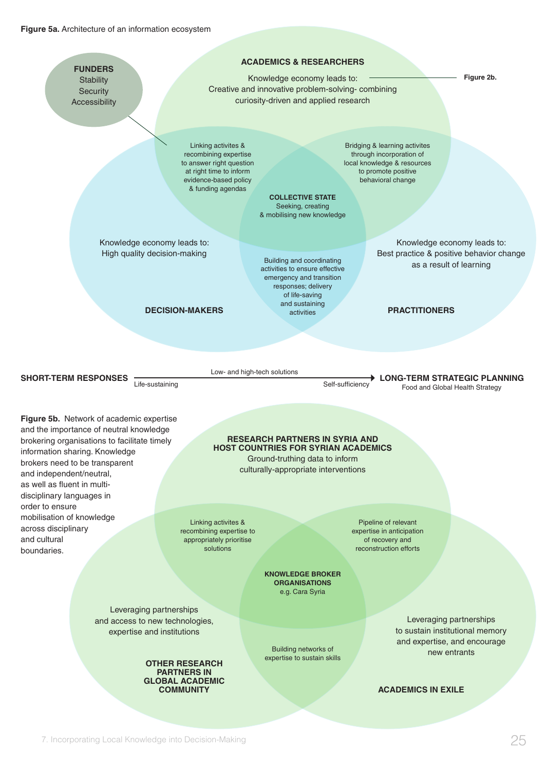**Figure 5a.** Architecture of an information ecosystem

**FUNDERS**
Stability
Security
Accessibility

**ACADEMICS & RESEARCHERS**
Knowledge economy leads to:
Creative and innovative problem-solving- combining curiosity-driven and applied research

Figure 2b.

Linking activites & recombining expertise to answer right question at right time to inform evidence-based policy & funding agendas

Bridging & learning activites through incorporation of local knowledge & resources to promote positive behavioral change

**COLLECTIVE STATE**
Seeking, creating & mobilising new knowledge

Knowledge economy leads to:
High quality decision-making

Building and coordinating activities to ensure effective emergency and transition responses; delivery of life-saving and sustaining activities

Knowledge economy leads to:
Best practice & positive behavior change as a result of learning

**DECISION-MAKERS**

**PRACTITIONERS**

**SHORT-TERM RESPONSES** — Low- and high-tech solutions — Life-sustaining → Self-sufficiency → **LONG-TERM STRATEGIC PLANNING**
Food and Global Health Strategy

**Figure 5b.** Network of academic expertise and the importance of neutral knowledge brokering organisations to facilitate timely information sharing. Knowledge brokers need to be transparent and independent/neutral, as well as fluent in multi-disciplinary languages in order to ensure mobilisation of knowledge across disciplinary and cultural boundaries.

**RESEARCH PARTNERS IN SYRIA AND HOST COUNTRIES FOR SYRIAN ACADEMICS**
Ground-truthing data to inform culturally-appropriate interventions

Linking activites & recombining expertise to appropriately prioritise solutions

Pipeline of relevant expertise in anticipation of recovery and reconstruction efforts

**KNOWLEDGE BROKER ORGANISATIONS**
e.g. Cara Syria

Leveraging partnerships and access to new technologies, expertise and institutions

Building networks of expertise to sustain skills

Leveraging partnerships to sustain institutional memory and expertise, and encourage new entrants

**OTHER RESEARCH PARTNERS IN GLOBAL ACADEMIC COMMUNITY**

**ACADEMICS IN EXILE**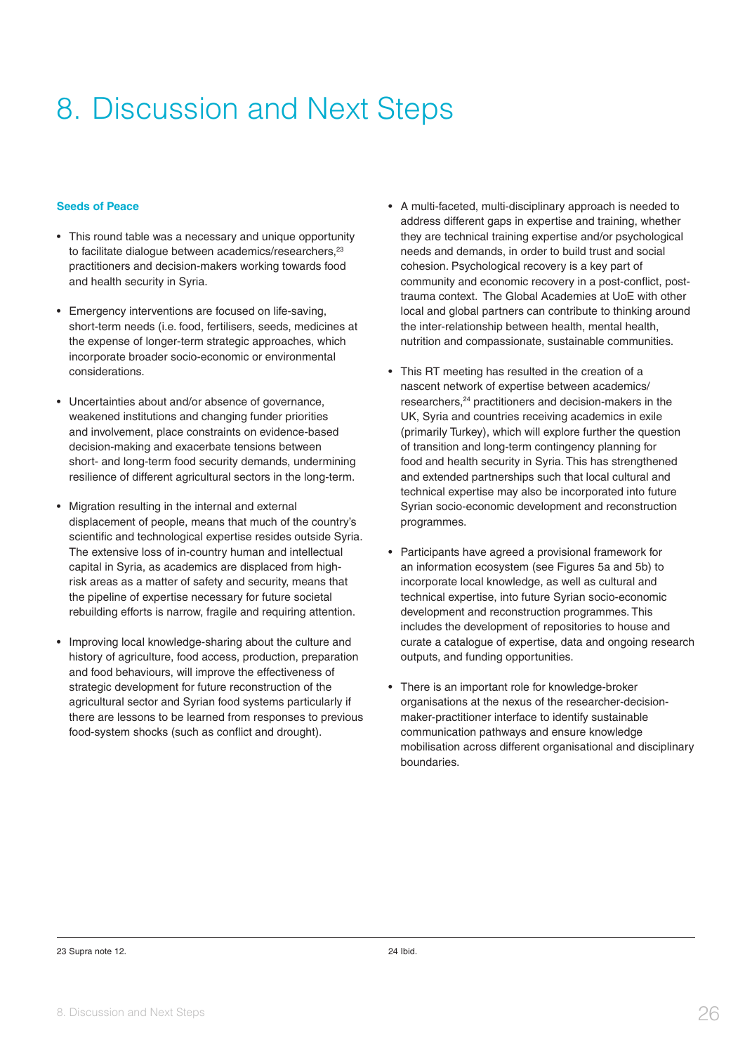# 8. Discussion and Next Steps

### Seeds of Peace

- This round table was a necessary and unique opportunity to facilitate dialogue between academics/researchers,[23] practitioners and decision-makers working towards food and health security in Syria.

- Emergency interventions are focused on life-saving, short-term needs (i.e. food, fertilisers, seeds, medicines at the expense of longer-term strategic approaches, which incorporate broader socio-economic or environmental considerations.

- Uncertainties about and/or absence of governance, weakened institutions and changing funder priorities and involvement, place constraints on evidence-based decision-making and exacerbate tensions between short- and long-term food security demands, undermining resilience of different agricultural sectors in the long-term.

- Migration resulting in the internal and external displacement of people, means that much of the country's scientific and technological expertise resides outside Syria. The extensive loss of in-country human and intellectual capital in Syria, as academics are displaced from high-risk areas as a matter of safety and security, means that the pipeline of expertise necessary for future societal rebuilding efforts is narrow, fragile and requiring attention.

- Improving local knowledge-sharing about the culture and history of agriculture, food access, production, preparation and food behaviours, will improve the effectiveness of strategic development for future reconstruction of the agricultural sector and Syrian food systems particularly if there are lessons to be learned from responses to previous food-system shocks (such as conflict and drought).

- A multi-faceted, multi-disciplinary approach is needed to address different gaps in expertise and training, whether they are technical training expertise and/or psychological needs and demands, in order to build trust and social cohesion. Psychological recovery is a key part of community and economic recovery in a post-conflict, post-trauma context. The Global Academies at UoE with other local and global partners can contribute to thinking around the inter-relationship between health, mental health, nutrition and compassionate, sustainable communities.

- This RT meeting has resulted in the creation of a nascent network of expertise between academics/researchers,[24] practitioners and decision-makers in the UK, Syria and countries receiving academics in exile (primarily Turkey), which will explore further the question of transition and long-term contingency planning for food and health security in Syria. This has strengthened and extended partnerships such that local cultural and technical expertise may also be incorporated into future Syrian socio-economic development and reconstruction programmes.

- Participants have agreed a provisional framework for an information ecosystem (see Figures 5a and 5b) to incorporate local knowledge, as well as cultural and technical expertise, into future Syrian socio-economic development and reconstruction programmes. This includes the development of repositories to house and curate a catalogue of expertise, data and ongoing research outputs, and funding opportunities.

- There is an important role for knowledge-broker organisations at the nexus of the researcher-decision-maker-practitioner interface to identify sustainable communication pathways and ensure knowledge mobilisation across different organisational and disciplinary boundaries.

---

23 Supra note 12.

24 Ibid.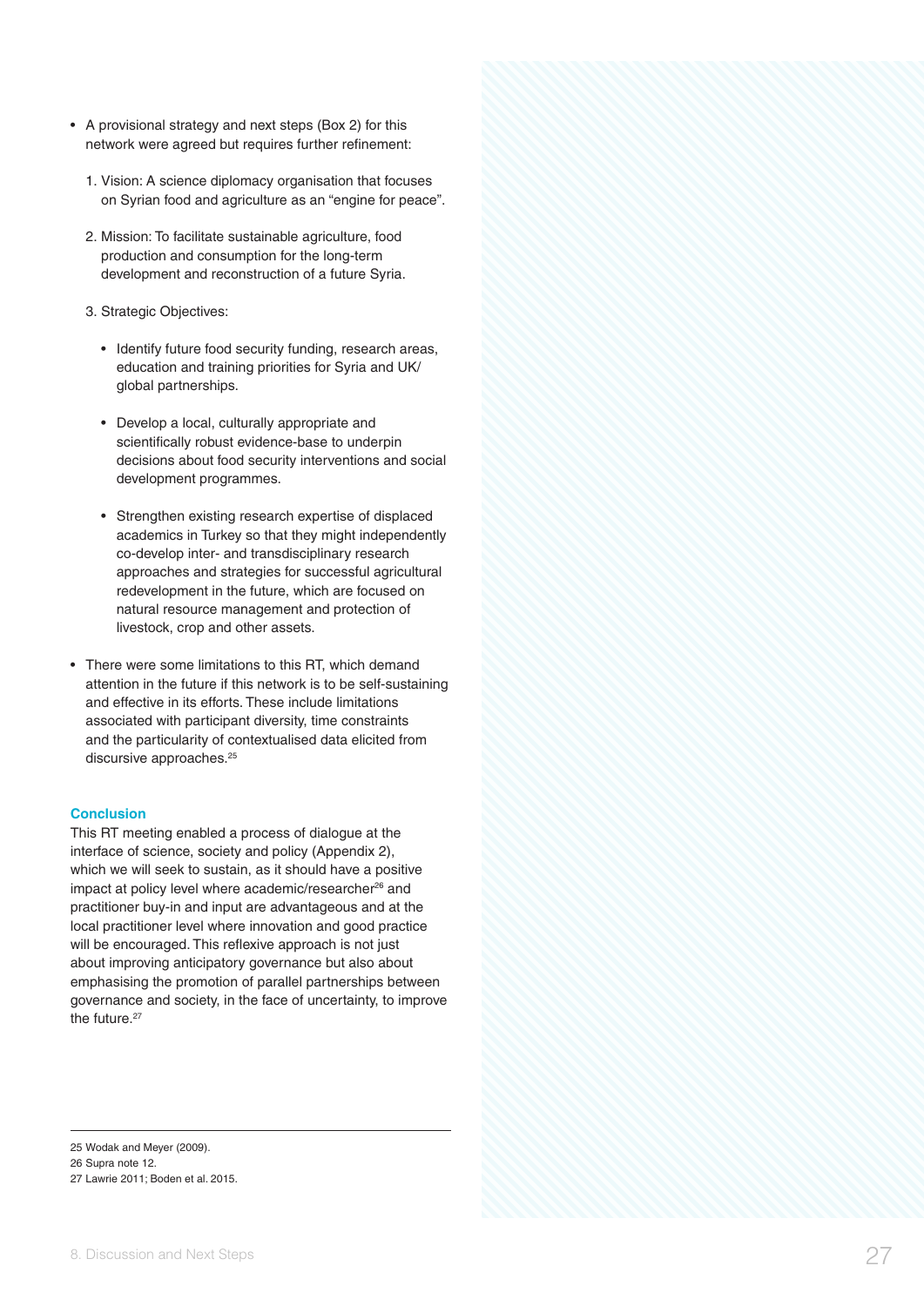- A provisional strategy and next steps (Box 2) for this network were agreed but requires further refinement:

  1. Vision: A science diplomacy organisation that focuses on Syrian food and agriculture as an "engine for peace".

  2. Mission: To facilitate sustainable agriculture, food production and consumption for the long-term development and reconstruction of a future Syria.

  3. Strategic Objectives:

     - Identify future food security funding, research areas, education and training priorities for Syria and UK/ global partnerships.

     - Develop a local, culturally appropriate and scientifically robust evidence-base to underpin decisions about food security interventions and social development programmes.

     - Strengthen existing research expertise of displaced academics in Turkey so that they might independently co-develop inter- and transdisciplinary research approaches and strategies for successful agricultural redevelopment in the future, which are focused on natural resource management and protection of livestock, crop and other assets.

- There were some limitations to this RT, which demand attention in the future if this network is to be self-sustaining and effective in its efforts. These include limitations associated with participant diversity, time constraints and the particularity of contextualised data elicited from discursive approaches.[25]

### Conclusion

This RT meeting enabled a process of dialogue at the interface of science, society and policy (Appendix 2), which we will seek to sustain, as it should have a positive impact at policy level where academic/researcher[26] and practitioner buy-in and input are advantageous and at the local practitioner level where innovation and good practice will be encouraged. This reflexive approach is not just about improving anticipatory governance but also about emphasising the promotion of parallel partnerships between governance and society, in the face of uncertainty, to improve the future.[27]

---

25 Wodak and Meyer (2009).
26 Supra note 12.
27 Lawrie 2011; Boden et al. 2015.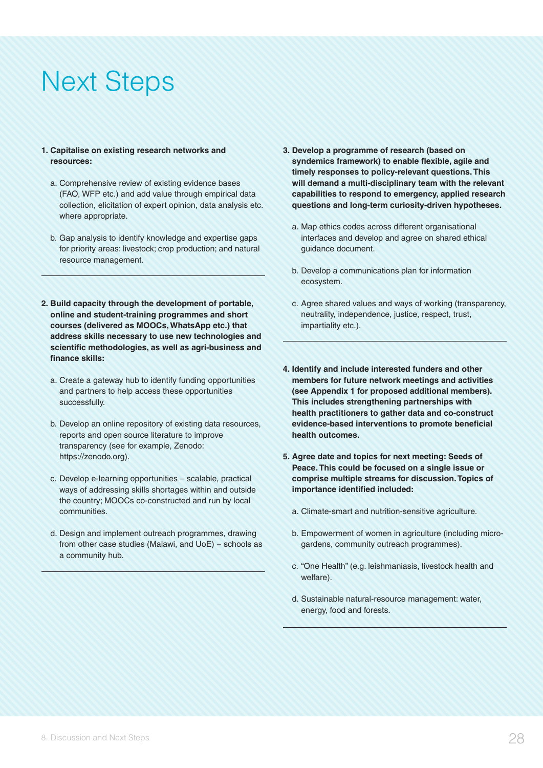# Next Steps

1. **Capitalise on existing research networks and resources:**

   a. Comprehensive review of existing evidence bases (FAO, WFP etc.) and add value through empirical data collection, elicitation of expert opinion, data analysis etc. where appropriate.

   b. Gap analysis to identify knowledge and expertise gaps for priority areas: livestock; crop production; and natural resource management.

2. **Build capacity through the development of portable, online and student-training programmes and short courses (delivered as MOOCs, WhatsApp etc.) that address skills necessary to use new technologies and scientific methodologies, as well as agri-business and finance skills:**

   a. Create a gateway hub to identify funding opportunities and partners to help access these opportunities successfully.

   b. Develop an online repository of existing data resources, reports and open source literature to improve transparency (see for example, Zenodo: https://zenodo.org).

   c. Develop e-learning opportunities – scalable, practical ways of addressing skills shortages within and outside the country; MOOCs co-constructed and run by local communities.

   d. Design and implement outreach programmes, drawing from other case studies (Malawi, and UoE) – schools as a community hub.

3. **Develop a programme of research (based on syndemics framework) to enable flexible, agile and timely responses to policy-relevant questions. This will demand a multi-disciplinary team with the relevant capabilities to respond to emergency, applied research questions and long-term curiosity-driven hypotheses.**

   a. Map ethics codes across different organisational interfaces and develop and agree on shared ethical guidance document.

   b. Develop a communications plan for information ecosystem.

   c. Agree shared values and ways of working (transparency, neutrality, independence, justice, respect, trust, impartiality etc.).

4. **Identify and include interested funders and other members for future network meetings and activities (see Appendix 1 for proposed additional members). This includes strengthening partnerships with health practitioners to gather data and co-construct evidence-based interventions to promote beneficial health outcomes.**

5. **Agree date and topics for next meeting: Seeds of Peace. This could be focused on a single issue or comprise multiple streams for discussion. Topics of importance identified included:**

   a. Climate-smart and nutrition-sensitive agriculture.

   b. Empowerment of women in agriculture (including micro-gardens, community outreach programmes).

   c. "One Health" (e.g. leishmaniasis, livestock health and welfare).

   d. Sustainable natural-resource management: water, energy, food and forests.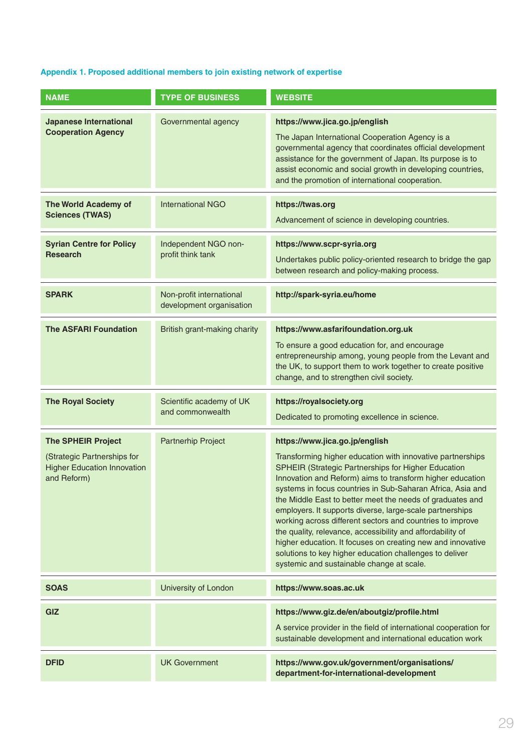### Appendix 1. Proposed additional members to join existing network of expertise

| NAME | TYPE OF BUSINESS | WEBSITE |
|---|---|---|
| **Japanese International Cooperation Agency** | Governmental agency | **https://www.jica.go.jp/english**<br>The Japan International Cooperation Agency is a governmental agency that coordinates official development assistance for the government of Japan. Its purpose is to assist economic and social growth in developing countries, and the promotion of international cooperation. |
| **The World Academy of Sciences (TWAS)** | International NGO | **https://twas.org**<br>Advancement of science in developing countries. |
| **Syrian Centre for Policy Research** | Independent NGO non-profit think tank | **https://www.scpr-syria.org**<br>Undertakes public policy-oriented research to bridge the gap between research and policy-making process. |
| **SPARK** | Non-profit international development organisation | **http://spark-syria.eu/home** |
| **The ASFARI Foundation** | British grant-making charity | **https://www.asfarifoundation.org.uk**<br>To ensure a good education for, and encourage entrepreneurship among, young people from the Levant and the UK, to support them to work together to create positive change, and to strengthen civil society. |
| **The Royal Society** | Scientific academy of UK and commonwealth | **https://royalsociety.org**<br>Dedicated to promoting excellence in science. |
| **The SPHEIR Project**<br>(Strategic Partnerships for Higher Education Innovation and Reform) | Partnerhip Project | **https://www.jica.go.jp/english**<br>Transforming higher education with innovative partnerships SPHEIR (Strategic Partnerships for Higher Education Innovation and Reform) aims to transform higher education systems in focus countries in Sub-Saharan Africa, Asia and the Middle East to better meet the needs of graduates and employers. It supports diverse, large-scale partnerships working across different sectors and countries to improve the quality, relevance, accessibility and affordability of higher education. It focuses on creating new and innovative solutions to key higher education challenges to deliver systemic and sustainable change at scale. |
| **SOAS** | University of London | **https://www.soas.ac.uk** |
| **GIZ** | | **https://www.giz.de/en/aboutgiz/profile.html**<br>A service provider in the field of international cooperation for sustainable development and international education work |
| **DFID** | UK Government | **https://www.gov.uk/government/organisations/department-for-international-development** |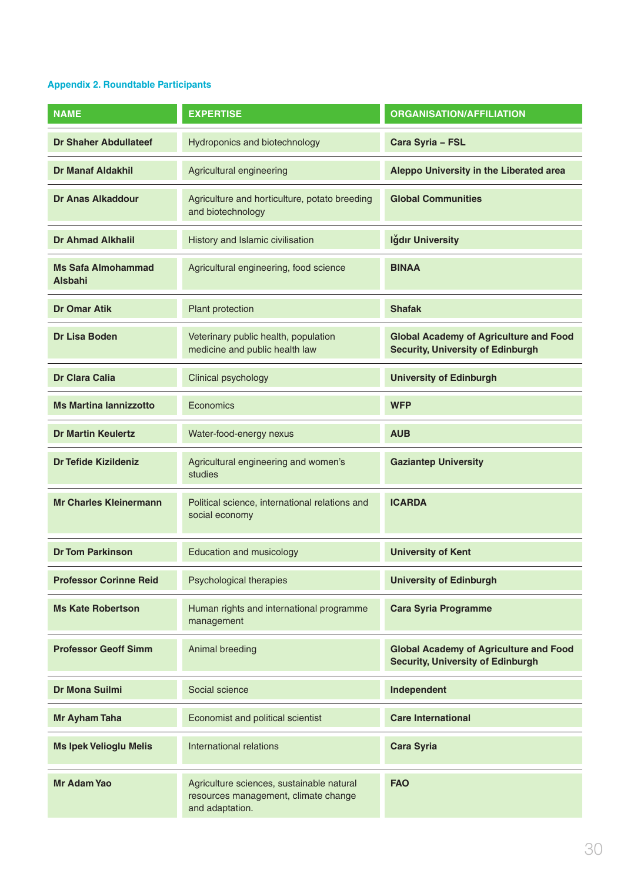### Appendix 2. Roundtable Participants

| NAME | EXPERTISE | ORGANISATION/AFFILIATION |
|---|---|---|
| **Dr Shaher Abdullateef** | Hydroponics and biotechnology | **Cara Syria – FSL** |
| **Dr Manaf Aldakhil** | Agricultural engineering | **Aleppo University in the Liberated area** |
| **Dr Anas Alkaddour** | Agriculture and horticulture, potato breeding and biotechnology | **Global Communities** |
| **Dr Ahmad Alkhalil** | History and Islamic civilisation | **Iğdır University** |
| **Ms Safa Almohammad Alsbahi** | Agricultural engineering, food science | **BINAA** |
| **Dr Omar Atik** | Plant protection | **Shafak** |
| **Dr Lisa Boden** | Veterinary public health, population medicine and public health law | **Global Academy of Agriculture and Food Security, University of Edinburgh** |
| **Dr Clara Calia** | Clinical psychology | **University of Edinburgh** |
| **Ms Martina Iannizzotto** | Economics | **WFP** |
| **Dr Martin Keulertz** | Water-food-energy nexus | **AUB** |
| **Dr Tefide Kizildeniz** | Agricultural engineering and women's studies | **Gaziantep University** |
| **Mr Charles Kleinermann** | Political science, international relations and social economy | **ICARDA** |
| **Dr Tom Parkinson** | Education and musicology | **University of Kent** |
| **Professor Corinne Reid** | Psychological therapies | **University of Edinburgh** |
| **Ms Kate Robertson** | Human rights and international programme management | **Cara Syria Programme** |
| **Professor Geoff Simm** | Animal breeding | **Global Academy of Agriculture and Food Security, University of Edinburgh** |
| **Dr Mona Suilmi** | Social science | **Independent** |
| **Mr Ayham Taha** | Economist and political scientist | **Care International** |
| **Ms Ipek Velioglu Melis** | International relations | **Cara Syria** |
| **Mr Adam Yao** | Agriculture sciences, sustainable natural resources management, climate change and adaptation. | **FAO** |